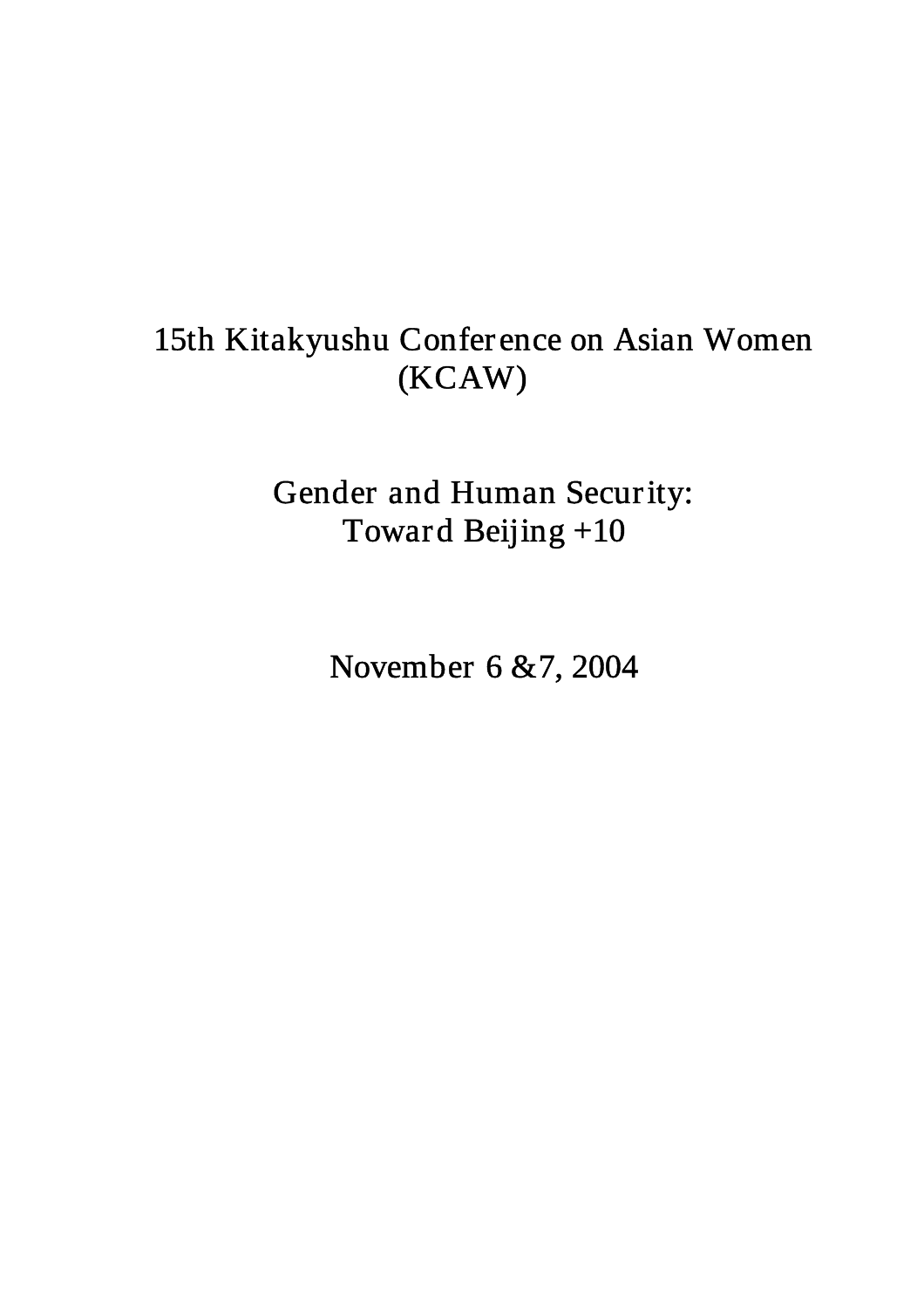# 15th Kitakyushu Conference on Asian Women (KCAW)

## Gender and Human Security: Toward Beijing +10

November 6 &7, 2004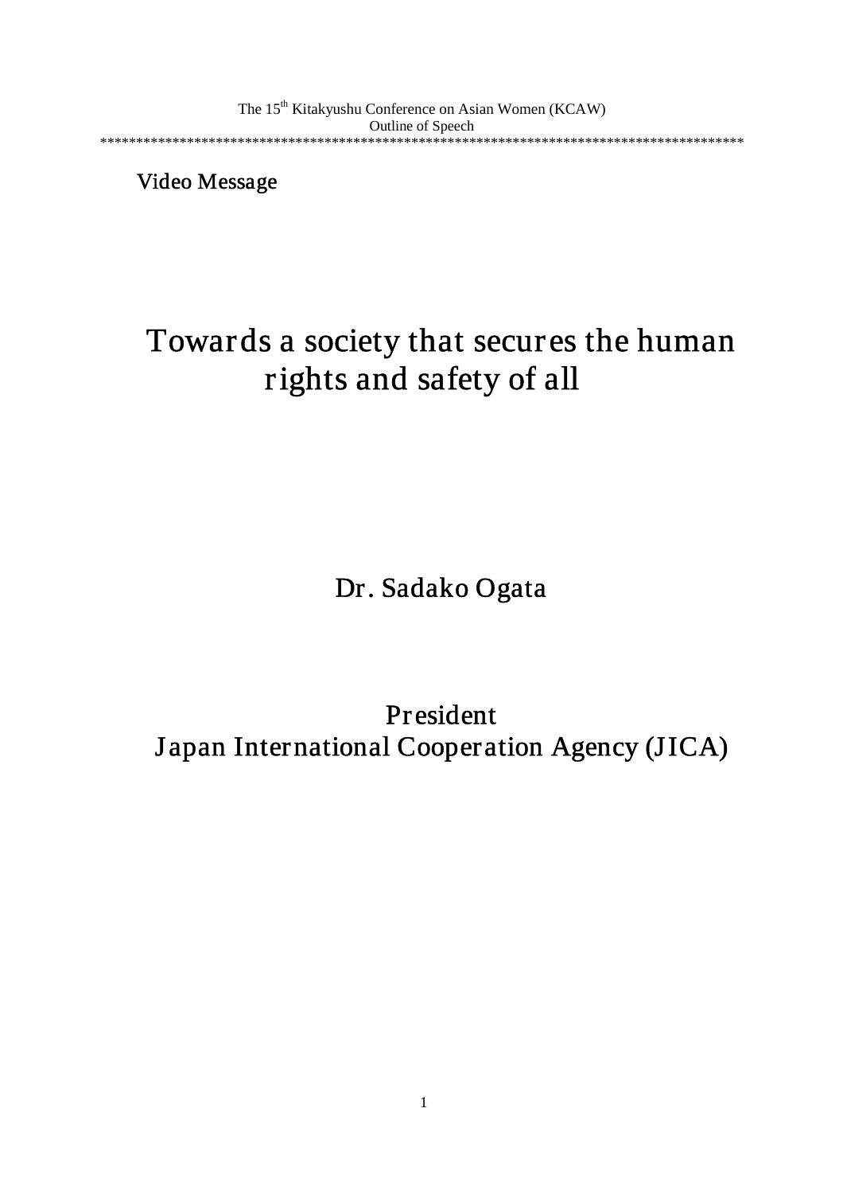The 15th Kitakyushu Conference on Asian Women (KCAW)
Outline of Speech

******************************************************************************************

Video Message

# Towards a society that secures the human rights and safety of all

Dr. Sadako Ogata

President
Japan International Cooperation Agency (JICA)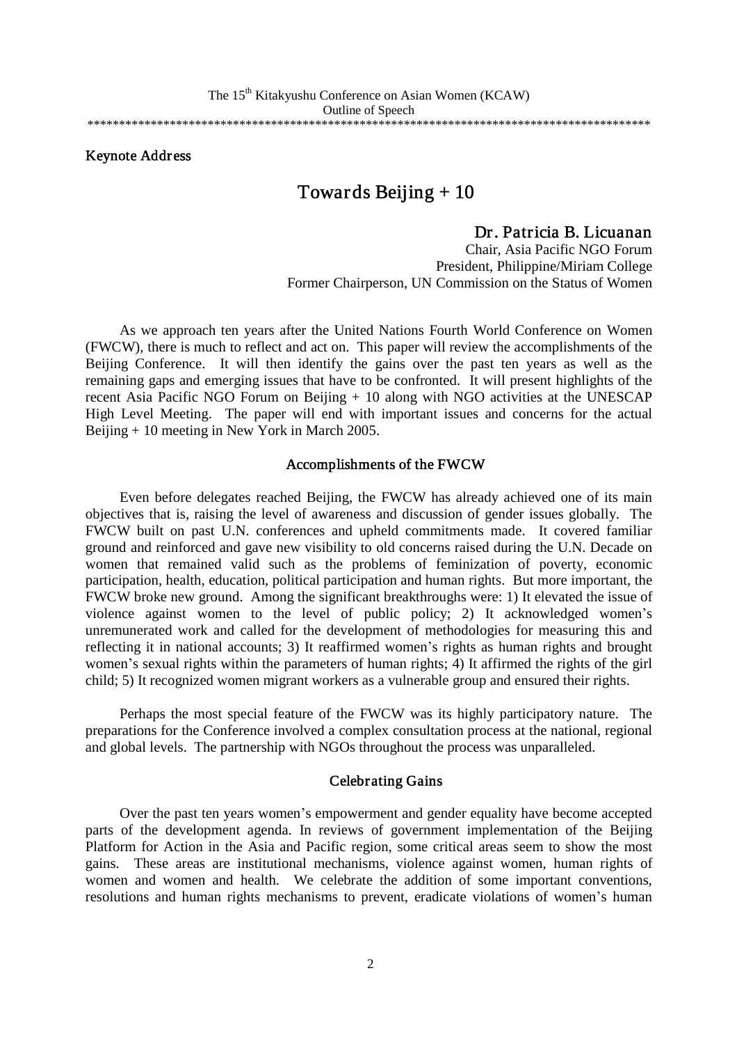The 15th Kitakyushu Conference on Asian Women (KCAW)
Outline of Speech

******************************************************************************************

**Keynote Address**

# Towards Beijing + 10

**Dr. Patricia B. Licuanan**
Chair, Asia Pacific NGO Forum
President, Philippine/Miriam College
Former Chairperson, UN Commission on the Status of Women

As we approach ten years after the United Nations Fourth World Conference on Women (FWCW), there is much to reflect and act on. This paper will review the accomplishments of the Beijing Conference. It will then identify the gains over the past ten years as well as the remaining gaps and emerging issues that have to be confronted. It will present highlights of the recent Asia Pacific NGO Forum on Beijing + 10 along with NGO activities at the UNESCAP High Level Meeting. The paper will end with important issues and concerns for the actual Beijing + 10 meeting in New York in March 2005.

## Accomplishments of the FWCW

Even before delegates reached Beijing, the FWCW has already achieved one of its main objectives that is, raising the level of awareness and discussion of gender issues globally. The FWCW built on past U.N. conferences and upheld commitments made. It covered familiar ground and reinforced and gave new visibility to old concerns raised during the U.N. Decade on women that remained valid such as the problems of feminization of poverty, economic participation, health, education, political participation and human rights. But more important, the FWCW broke new ground. Among the significant breakthroughs were: 1) It elevated the issue of violence against women to the level of public policy; 2) It acknowledged women's unremunerated work and called for the development of methodologies for measuring this and reflecting it in national accounts; 3) It reaffirmed women's rights as human rights and brought women's sexual rights within the parameters of human rights; 4) It affirmed the rights of the girl child; 5) It recognized women migrant workers as a vulnerable group and ensured their rights.

Perhaps the most special feature of the FWCW was its highly participatory nature. The preparations for the Conference involved a complex consultation process at the national, regional and global levels. The partnership with NGOs throughout the process was unparalleled.

## Celebrating Gains

Over the past ten years women's empowerment and gender equality have become accepted parts of the development agenda. In reviews of government implementation of the Beijing Platform for Action in the Asia and Pacific region, some critical areas seem to show the most gains. These areas are institutional mechanisms, violence against women, human rights of women and women and health. We celebrate the addition of some important conventions, resolutions and human rights mechanisms to prevent, eradicate violations of women's human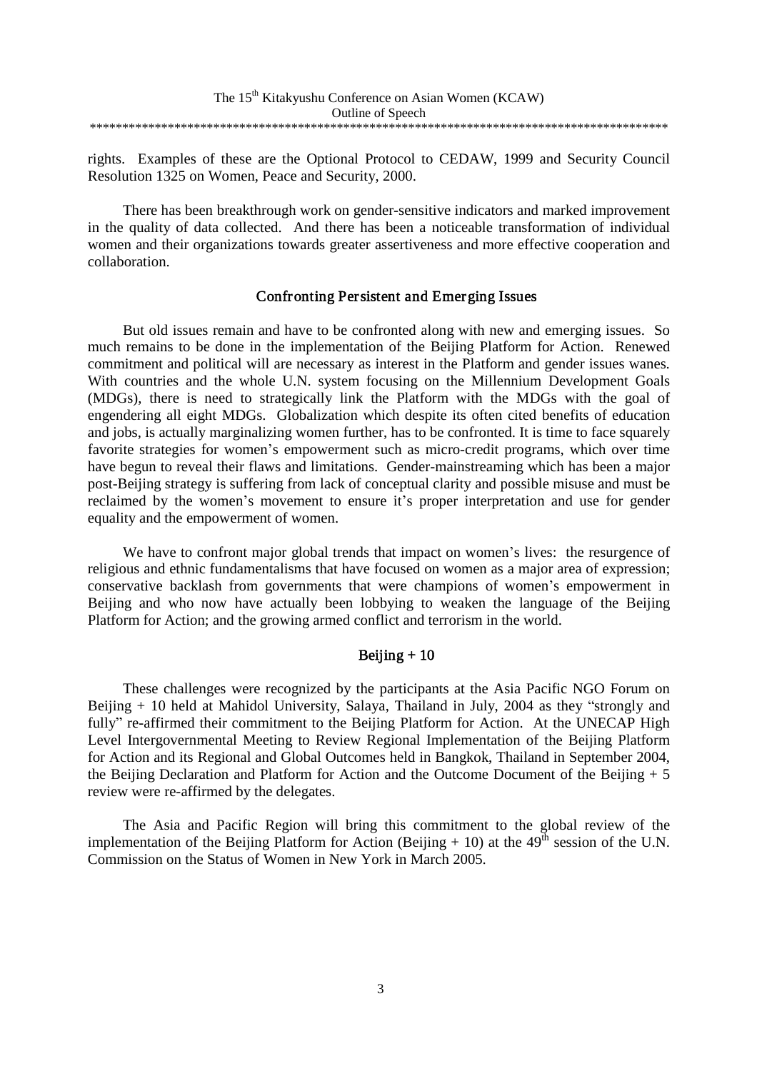rights. Examples of these are the Optional Protocol to CEDAW, 1999 and Security Council Resolution 1325 on Women, Peace and Security, 2000.

There has been breakthrough work on gender-sensitive indicators and marked improvement in the quality of data collected. And there has been a noticeable transformation of individual women and their organizations towards greater assertiveness and more effective cooperation and collaboration.

## Confronting Persistent and Emerging Issues

But old issues remain and have to be confronted along with new and emerging issues. So much remains to be done in the implementation of the Beijing Platform for Action. Renewed commitment and political will are necessary as interest in the Platform and gender issues wanes. With countries and the whole U.N. system focusing on the Millennium Development Goals (MDGs), there is need to strategically link the Platform with the MDGs with the goal of engendering all eight MDGs. Globalization which despite its often cited benefits of education and jobs, is actually marginalizing women further, has to be confronted. It is time to face squarely favorite strategies for women's empowerment such as micro-credit programs, which over time have begun to reveal their flaws and limitations. Gender-mainstreaming which has been a major post-Beijing strategy is suffering from lack of conceptual clarity and possible misuse and must be reclaimed by the women's movement to ensure it's proper interpretation and use for gender equality and the empowerment of women.

We have to confront major global trends that impact on women's lives: the resurgence of religious and ethnic fundamentalisms that have focused on women as a major area of expression; conservative backlash from governments that were champions of women's empowerment in Beijing and who now have actually been lobbying to weaken the language of the Beijing Platform for Action; and the growing armed conflict and terrorism in the world.

## Beijing + 10

These challenges were recognized by the participants at the Asia Pacific NGO Forum on Beijing + 10 held at Mahidol University, Salaya, Thailand in July, 2004 as they "strongly and fully" re-affirmed their commitment to the Beijing Platform for Action. At the UNECAP High Level Intergovernmental Meeting to Review Regional Implementation of the Beijing Platform for Action and its Regional and Global Outcomes held in Bangkok, Thailand in September 2004, the Beijing Declaration and Platform for Action and the Outcome Document of the Beijing + 5 review were re-affirmed by the delegates.

The Asia and Pacific Region will bring this commitment to the global review of the implementation of the Beijing Platform for Action (Beijing + 10) at the 49th session of the U.N. Commission on the Status of Women in New York in March 2005.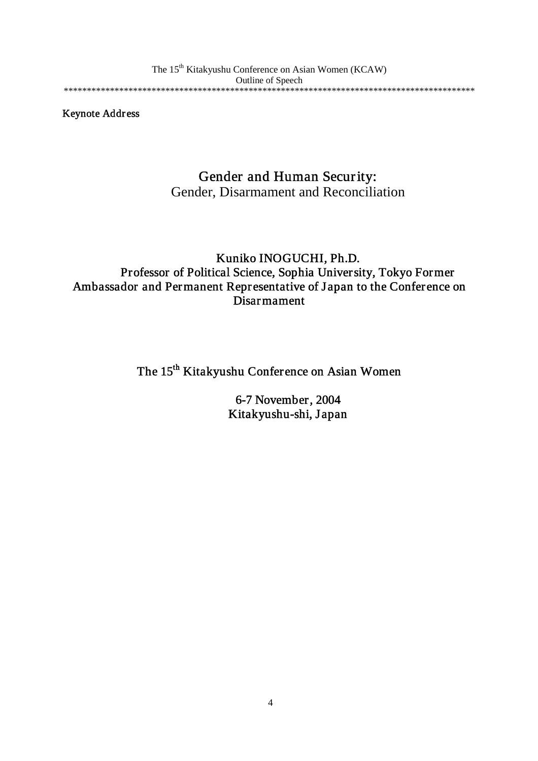Keynote Address

# Gender and Human Security:
## Gender, Disarmament and Reconciliation

Kuniko INOGUCHI, Ph.D.
Professor of Political Science, Sophia University, Tokyo Former Ambassador and Permanent Representative of Japan to the Conference on Disarmament

The 15th Kitakyushu Conference on Asian Women

6-7 November, 2004
Kitakyushu-shi, Japan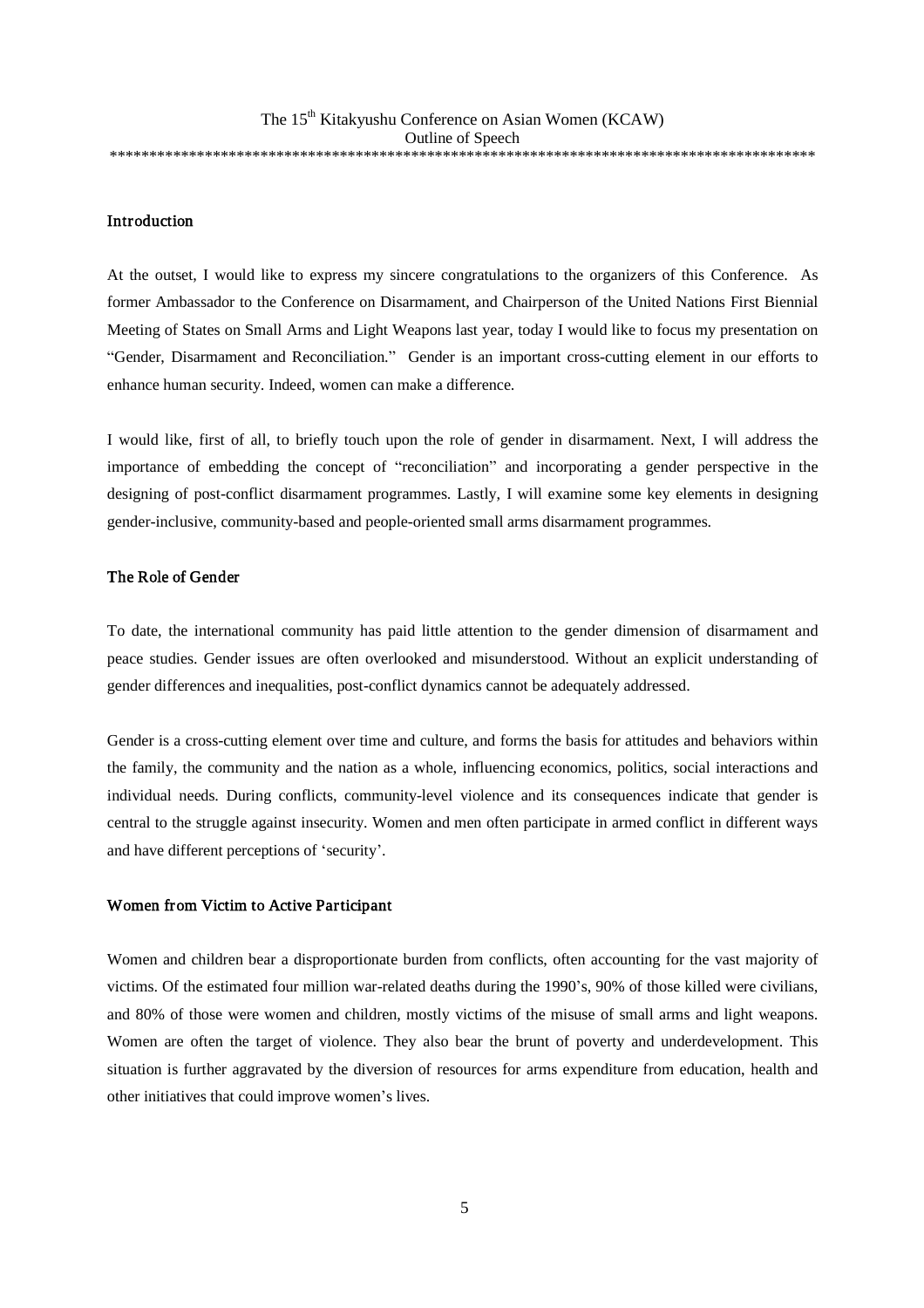The 15th Kitakyushu Conference on Asian Women (KCAW)
Outline of Speech

******************************************************************************************

## Introduction

At the outset, I would like to express my sincere congratulations to the organizers of this Conference. As former Ambassador to the Conference on Disarmament, and Chairperson of the United Nations First Biennial Meeting of States on Small Arms and Light Weapons last year, today I would like to focus my presentation on "Gender, Disarmament and Reconciliation." Gender is an important cross-cutting element in our efforts to enhance human security. Indeed, women can make a difference.

I would like, first of all, to briefly touch upon the role of gender in disarmament. Next, I will address the importance of embedding the concept of "reconciliation" and incorporating a gender perspective in the designing of post-conflict disarmament programmes. Lastly, I will examine some key elements in designing gender-inclusive, community-based and people-oriented small arms disarmament programmes.

## The Role of Gender

To date, the international community has paid little attention to the gender dimension of disarmament and peace studies. Gender issues are often overlooked and misunderstood. Without an explicit understanding of gender differences and inequalities, post-conflict dynamics cannot be adequately addressed.

Gender is a cross-cutting element over time and culture, and forms the basis for attitudes and behaviors within the family, the community and the nation as a whole, influencing economics, politics, social interactions and individual needs. During conflicts, community-level violence and its consequences indicate that gender is central to the struggle against insecurity. Women and men often participate in armed conflict in different ways and have different perceptions of 'security'.

## Women from Victim to Active Participant

Women and children bear a disproportionate burden from conflicts, often accounting for the vast majority of victims. Of the estimated four million war-related deaths during the 1990's, 90% of those killed were civilians, and 80% of those were women and children, mostly victims of the misuse of small arms and light weapons. Women are often the target of violence. They also bear the brunt of poverty and underdevelopment. This situation is further aggravated by the diversion of resources for arms expenditure from education, health and other initiatives that could improve women's lives.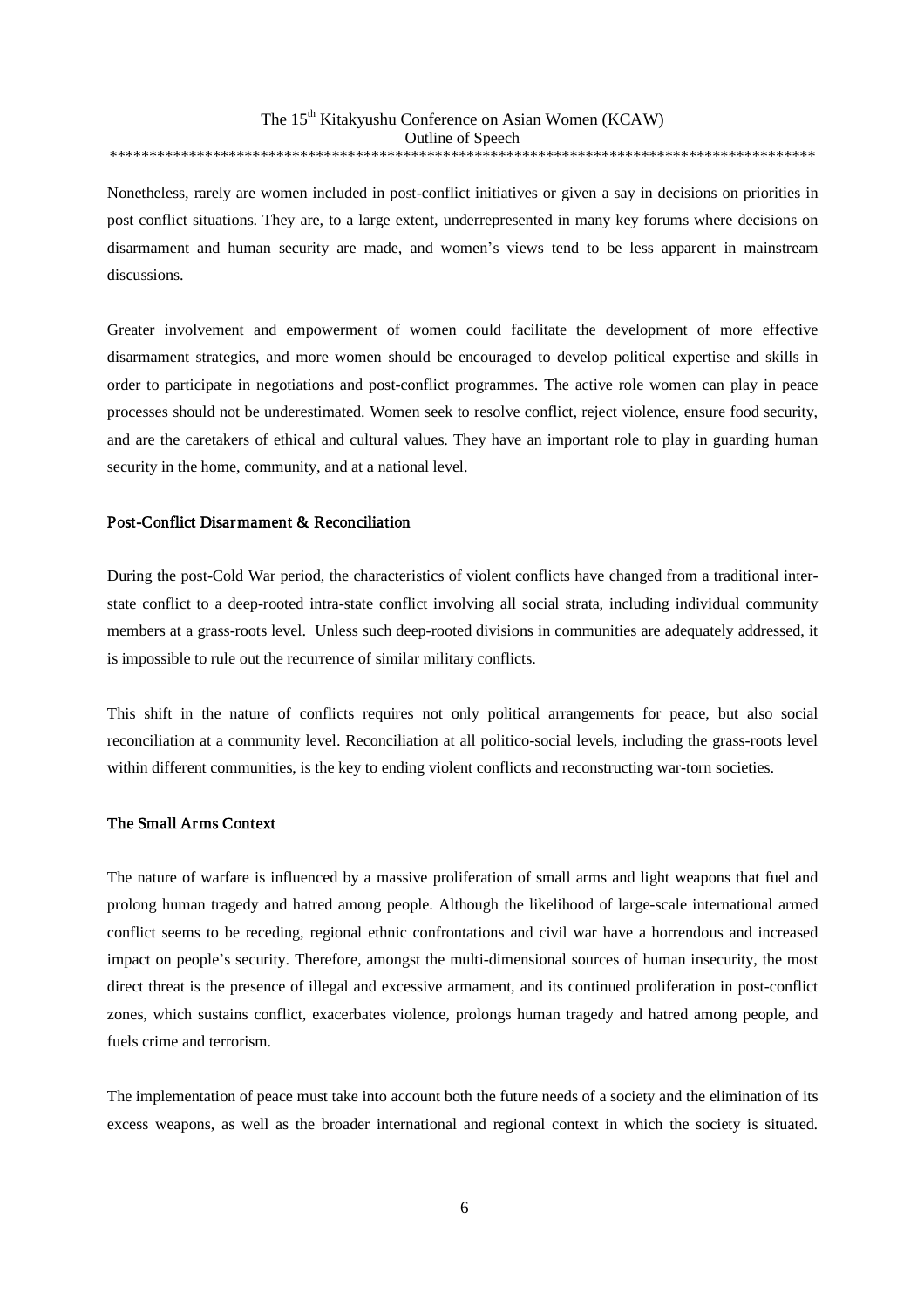Nonetheless, rarely are women included in post-conflict initiatives or given a say in decisions on priorities in post conflict situations. They are, to a large extent, underrepresented in many key forums where decisions on disarmament and human security are made, and women's views tend to be less apparent in mainstream discussions.

Greater involvement and empowerment of women could facilitate the development of more effective disarmament strategies, and more women should be encouraged to develop political expertise and skills in order to participate in negotiations and post-conflict programmes. The active role women can play in peace processes should not be underestimated. Women seek to resolve conflict, reject violence, ensure food security, and are the caretakers of ethical and cultural values. They have an important role to play in guarding human security in the home, community, and at a national level.

### Post-Conflict Disarmament & Reconciliation

During the post-Cold War period, the characteristics of violent conflicts have changed from a traditional inter-state conflict to a deep-rooted intra-state conflict involving all social strata, including individual community members at a grass-roots level. Unless such deep-rooted divisions in communities are adequately addressed, it is impossible to rule out the recurrence of similar military conflicts.

This shift in the nature of conflicts requires not only political arrangements for peace, but also social reconciliation at a community level. Reconciliation at all politico-social levels, including the grass-roots level within different communities, is the key to ending violent conflicts and reconstructing war-torn societies.

### The Small Arms Context

The nature of warfare is influenced by a massive proliferation of small arms and light weapons that fuel and prolong human tragedy and hatred among people. Although the likelihood of large-scale international armed conflict seems to be receding, regional ethnic confrontations and civil war have a horrendous and increased impact on people's security. Therefore, amongst the multi-dimensional sources of human insecurity, the most direct threat is the presence of illegal and excessive armament, and its continued proliferation in post-conflict zones, which sustains conflict, exacerbates violence, prolongs human tragedy and hatred among people, and fuels crime and terrorism.

The implementation of peace must take into account both the future needs of a society and the elimination of its excess weapons, as well as the broader international and regional context in which the society is situated.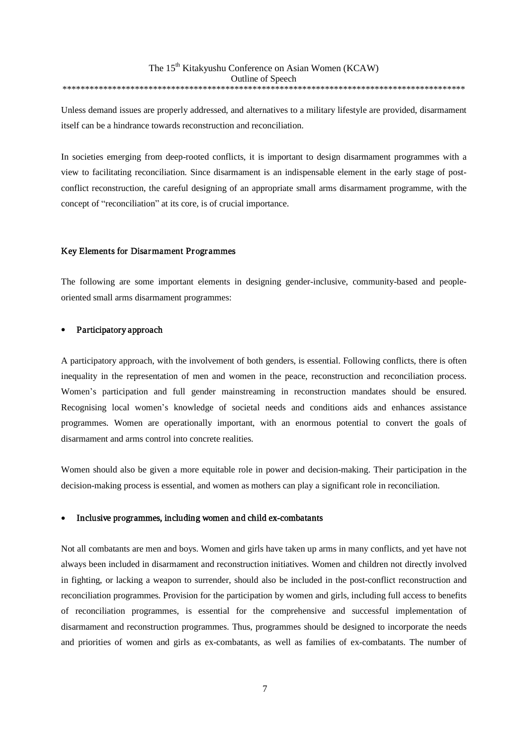Unless demand issues are properly addressed, and alternatives to a military lifestyle are provided, disarmament itself can be a hindrance towards reconstruction and reconciliation.

In societies emerging from deep-rooted conflicts, it is important to design disarmament programmes with a view to facilitating reconciliation. Since disarmament is an indispensable element in the early stage of post-conflict reconstruction, the careful designing of an appropriate small arms disarmament programme, with the concept of "reconciliation" at its core, is of crucial importance.

### Key Elements for Disarmament Programmes

The following are some important elements in designing gender-inclusive, community-based and people-oriented small arms disarmament programmes:

- **Participatory approach**

A participatory approach, with the involvement of both genders, is essential. Following conflicts, there is often inequality in the representation of men and women in the peace, reconstruction and reconciliation process. Women's participation and full gender mainstreaming in reconstruction mandates should be ensured. Recognising local women's knowledge of societal needs and conditions aids and enhances assistance programmes. Women are operationally important, with an enormous potential to convert the goals of disarmament and arms control into concrete realities.

Women should also be given a more equitable role in power and decision-making. Their participation in the decision-making process is essential, and women as mothers can play a significant role in reconciliation.

- **Inclusive programmes, including women and child ex-combatants**

Not all combatants are men and boys. Women and girls have taken up arms in many conflicts, and yet have not always been included in disarmament and reconstruction initiatives. Women and children not directly involved in fighting, or lacking a weapon to surrender, should also be included in the post-conflict reconstruction and reconciliation programmes. Provision for the participation by women and girls, including full access to benefits of reconciliation programmes, is essential for the comprehensive and successful implementation of disarmament and reconstruction programmes. Thus, programmes should be designed to incorporate the needs and priorities of women and girls as ex-combatants, as well as families of ex-combatants. The number of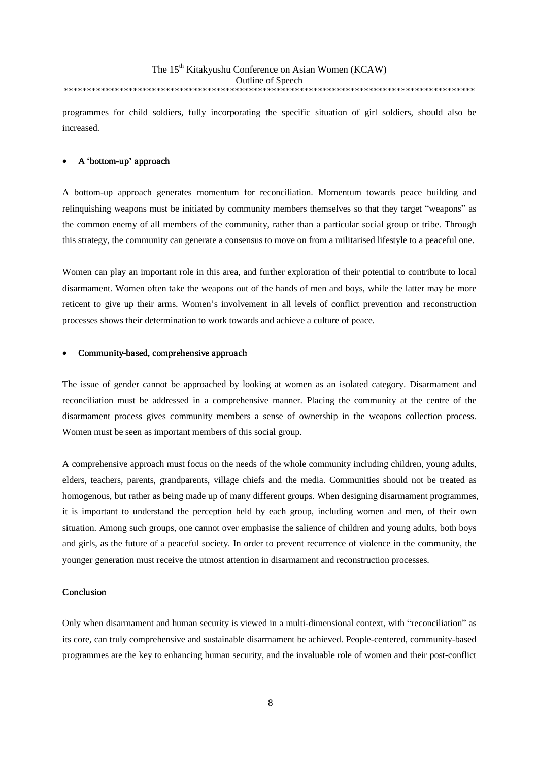programmes for child soldiers, fully incorporating the specific situation of girl soldiers, should also be increased.

- **A 'bottom-up' approach**

A bottom-up approach generates momentum for reconciliation. Momentum towards peace building and relinquishing weapons must be initiated by community members themselves so that they target "weapons" as the common enemy of all members of the community, rather than a particular social group or tribe. Through this strategy, the community can generate a consensus to move on from a militarised lifestyle to a peaceful one.

Women can play an important role in this area, and further exploration of their potential to contribute to local disarmament. Women often take the weapons out of the hands of men and boys, while the latter may be more reticent to give up their arms. Women's involvement in all levels of conflict prevention and reconstruction processes shows their determination to work towards and achieve a culture of peace.

- **Community-based, comprehensive approach**

The issue of gender cannot be approached by looking at women as an isolated category. Disarmament and reconciliation must be addressed in a comprehensive manner. Placing the community at the centre of the disarmament process gives community members a sense of ownership in the weapons collection process. Women must be seen as important members of this social group.

A comprehensive approach must focus on the needs of the whole community including children, young adults, elders, teachers, parents, grandparents, village chiefs and the media. Communities should not be treated as homogenous, but rather as being made up of many different groups. When designing disarmament programmes, it is important to understand the perception held by each group, including women and men, of their own situation. Among such groups, one cannot over emphasise the salience of children and young adults, both boys and girls, as the future of a peaceful society. In order to prevent recurrence of violence in the community, the younger generation must receive the utmost attention in disarmament and reconstruction processes.

## Conclusion

Only when disarmament and human security is viewed in a multi-dimensional context, with "reconciliation" as its core, can truly comprehensive and sustainable disarmament be achieved. People-centered, community-based programmes are the key to enhancing human security, and the invaluable role of women and their post-conflict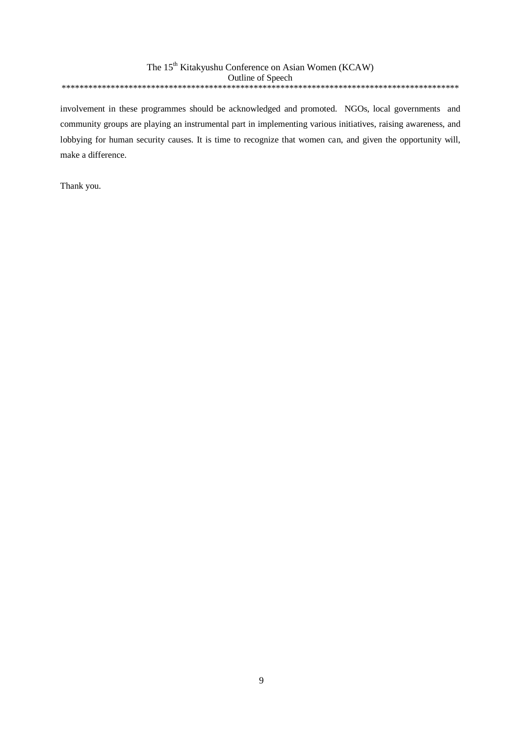involvement in these programmes should be acknowledged and promoted. NGOs, local governments and community groups are playing an instrumental part in implementing various initiatives, raising awareness, and lobbying for human security causes. It is time to recognize that women can, and given the opportunity will, make a difference.

Thank you.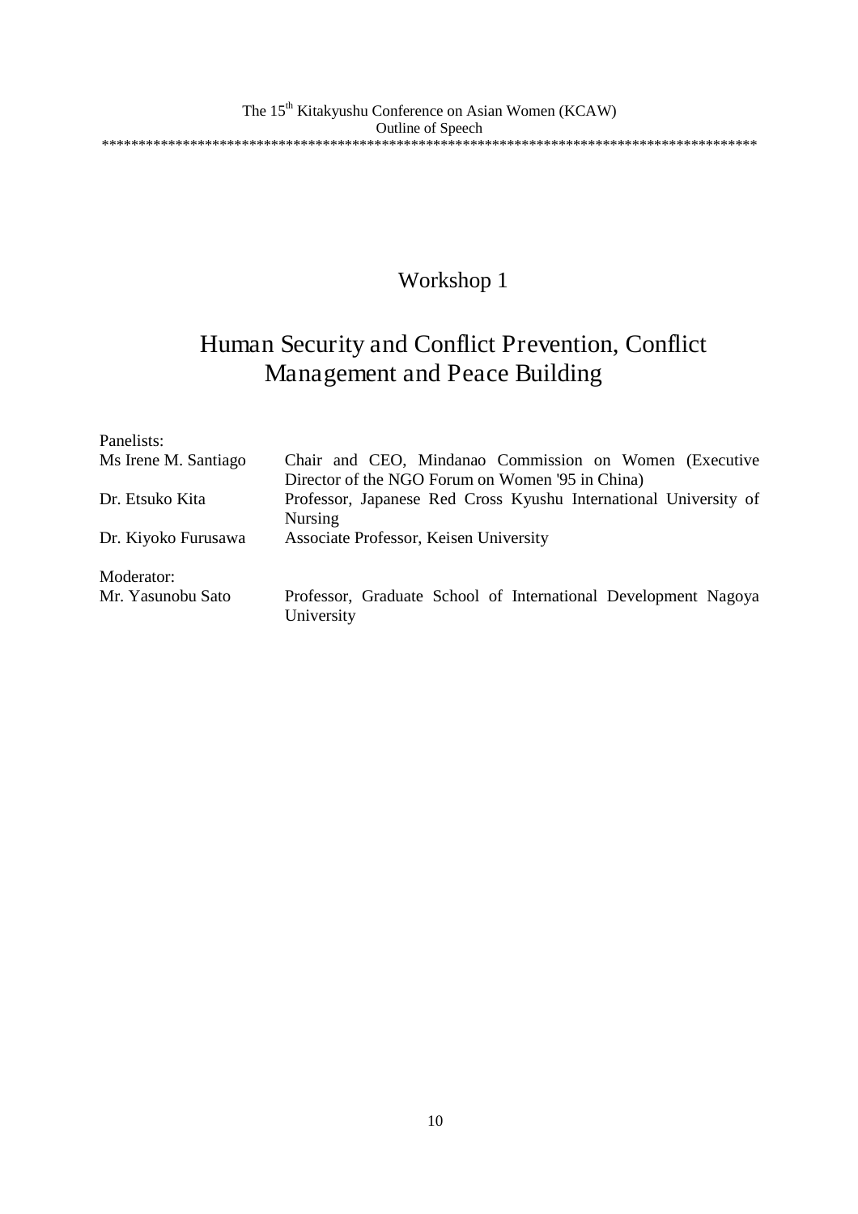# Workshop 1

## Human Security and Conflict Prevention, Conflict Management and Peace Building

Panelists:

| | |
|---|---|
| Ms Irene M. Santiago | Chair and CEO, Mindanao Commission on Women (Executive Director of the NGO Forum on Women '95 in China) |
| Dr. Etsuko Kita | Professor, Japanese Red Cross Kyushu International University of Nursing |
| Dr. Kiyoko Furusawa | Associate Professor, Keisen University |

Moderator:

| | |
|---|---|
| Mr. Yasunobu Sato | Professor, Graduate School of International Development Nagoya University |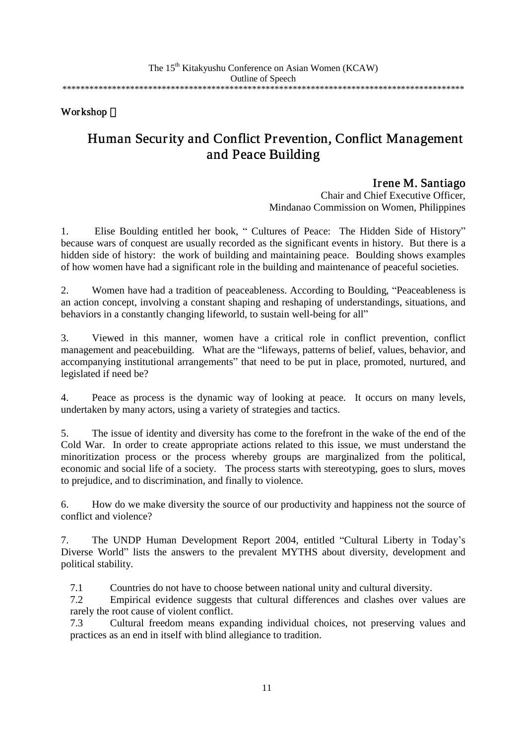Workshop Ⅰ

# Human Security and Conflict Prevention, Conflict Management and Peace Building

**Irene M. Santiago**
Chair and Chief Executive Officer,
Mindanao Commission on Women, Philippines

1. Elise Boulding entitled her book, " Cultures of Peace: The Hidden Side of History" because wars of conquest are usually recorded as the significant events in history. But there is a hidden side of history: the work of building and maintaining peace. Boulding shows examples of how women have had a significant role in the building and maintenance of peaceful societies.

2. Women have had a tradition of peaceableness. According to Boulding, "Peaceableness is an action concept, involving a constant shaping and reshaping of understandings, situations, and behaviors in a constantly changing lifeworld, to sustain well-being for all"

3. Viewed in this manner, women have a critical role in conflict prevention, conflict management and peacebuilding. What are the "lifeways, patterns of belief, values, behavior, and accompanying institutional arrangements" that need to be put in place, promoted, nurtured, and legislated if need be?

4. Peace as process is the dynamic way of looking at peace. It occurs on many levels, undertaken by many actors, using a variety of strategies and tactics.

5. The issue of identity and diversity has come to the forefront in the wake of the end of the Cold War. In order to create appropriate actions related to this issue, we must understand the minoritization process or the process whereby groups are marginalized from the political, economic and social life of a society. The process starts with stereotyping, goes to slurs, moves to prejudice, and to discrimination, and finally to violence.

6. How do we make diversity the source of our productivity and happiness not the source of conflict and violence?

7. The UNDP Human Development Report 2004, entitled "Cultural Liberty in Today's Diverse World" lists the answers to the prevalent MYTHS about diversity, development and political stability.

   7.1 Countries do not have to choose between national unity and cultural diversity.
   
   7.2 Empirical evidence suggests that cultural differences and clashes over values are rarely the root cause of violent conflict.
   
   7.3 Cultural freedom means expanding individual choices, not preserving values and practices as an end in itself with blind allegiance to tradition.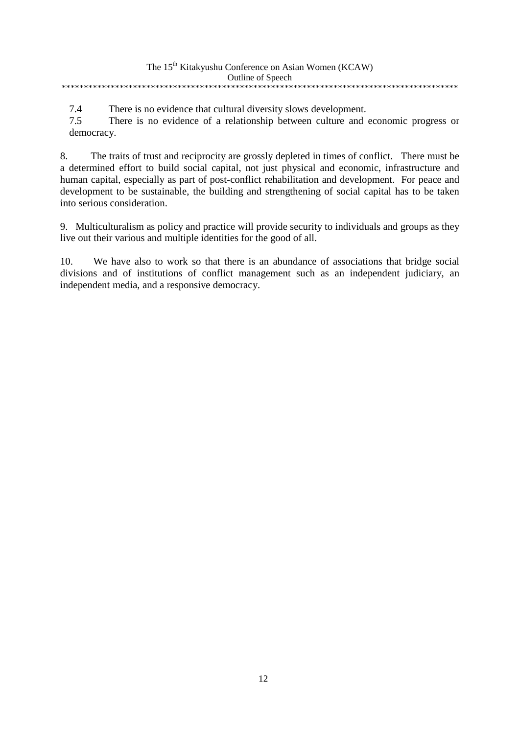7.4 There is no evidence that cultural diversity slows development.

7.5 There is no evidence of a relationship between culture and economic progress or democracy.

8. The traits of trust and reciprocity are grossly depleted in times of conflict. There must be a determined effort to build social capital, not just physical and economic, infrastructure and human capital, especially as part of post-conflict rehabilitation and development. For peace and development to be sustainable, the building and strengthening of social capital has to be taken into serious consideration.

9. Multiculturalism as policy and practice will provide security to individuals and groups as they live out their various and multiple identities for the good of all.

10. We have also to work so that there is an abundance of associations that bridge social divisions and of institutions of conflict management such as an independent judiciary, an independent media, and a responsive democracy.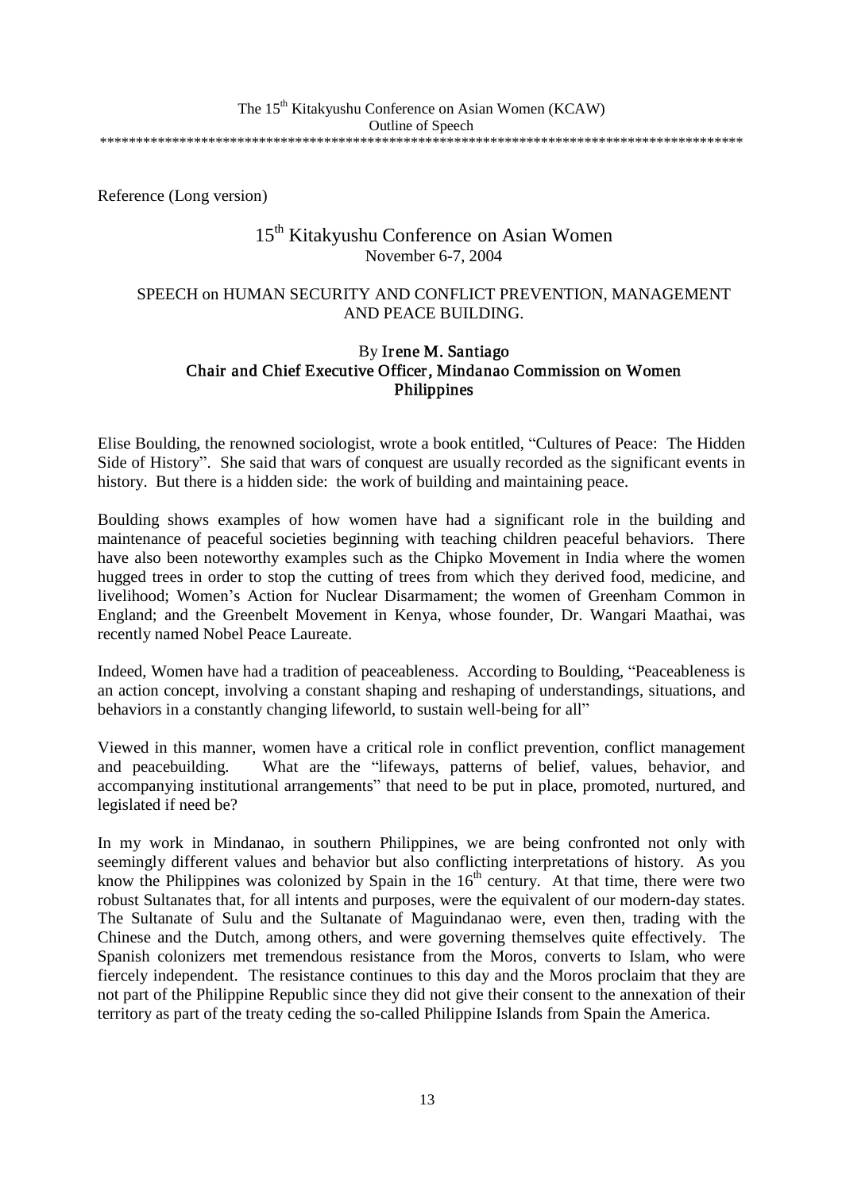Reference (Long version)

# 15th Kitakyushu Conference on Asian Women

November 6-7, 2004

## SPEECH on HUMAN SECURITY AND CONFLICT PREVENTION, MANAGEMENT AND PEACE BUILDING.

By **Irene M. Santiago**
**Chair and Chief Executive Officer, Mindanao Commission on Women**
**Philippines**

Elise Boulding, the renowned sociologist, wrote a book entitled, "Cultures of Peace: The Hidden Side of History". She said that wars of conquest are usually recorded as the significant events in history. But there is a hidden side: the work of building and maintaining peace.

Boulding shows examples of how women have had a significant role in the building and maintenance of peaceful societies beginning with teaching children peaceful behaviors. There have also been noteworthy examples such as the Chipko Movement in India where the women hugged trees in order to stop the cutting of trees from which they derived food, medicine, and livelihood; Women's Action for Nuclear Disarmament; the women of Greenham Common in England; and the Greenbelt Movement in Kenya, whose founder, Dr. Wangari Maathai, was recently named Nobel Peace Laureate.

Indeed, Women have had a tradition of peaceableness. According to Boulding, "Peaceableness is an action concept, involving a constant shaping and reshaping of understandings, situations, and behaviors in a constantly changing lifeworld, to sustain well-being for all"

Viewed in this manner, women have a critical role in conflict prevention, conflict management and peacebuilding. What are the "lifeways, patterns of belief, values, behavior, and accompanying institutional arrangements" that need to be put in place, promoted, nurtured, and legislated if need be?

In my work in Mindanao, in southern Philippines, we are being confronted not only with seemingly different values and behavior but also conflicting interpretations of history. As you know the Philippines was colonized by Spain in the 16th century. At that time, there were two robust Sultanates that, for all intents and purposes, were the equivalent of our modern-day states. The Sultanate of Sulu and the Sultanate of Maguindanao were, even then, trading with the Chinese and the Dutch, among others, and were governing themselves quite effectively. The Spanish colonizers met tremendous resistance from the Moros, converts to Islam, who were fiercely independent. The resistance continues to this day and the Moros proclaim that they are not part of the Philippine Republic since they did not give their consent to the annexation of their territory as part of the treaty ceding the so-called Philippine Islands from Spain the America.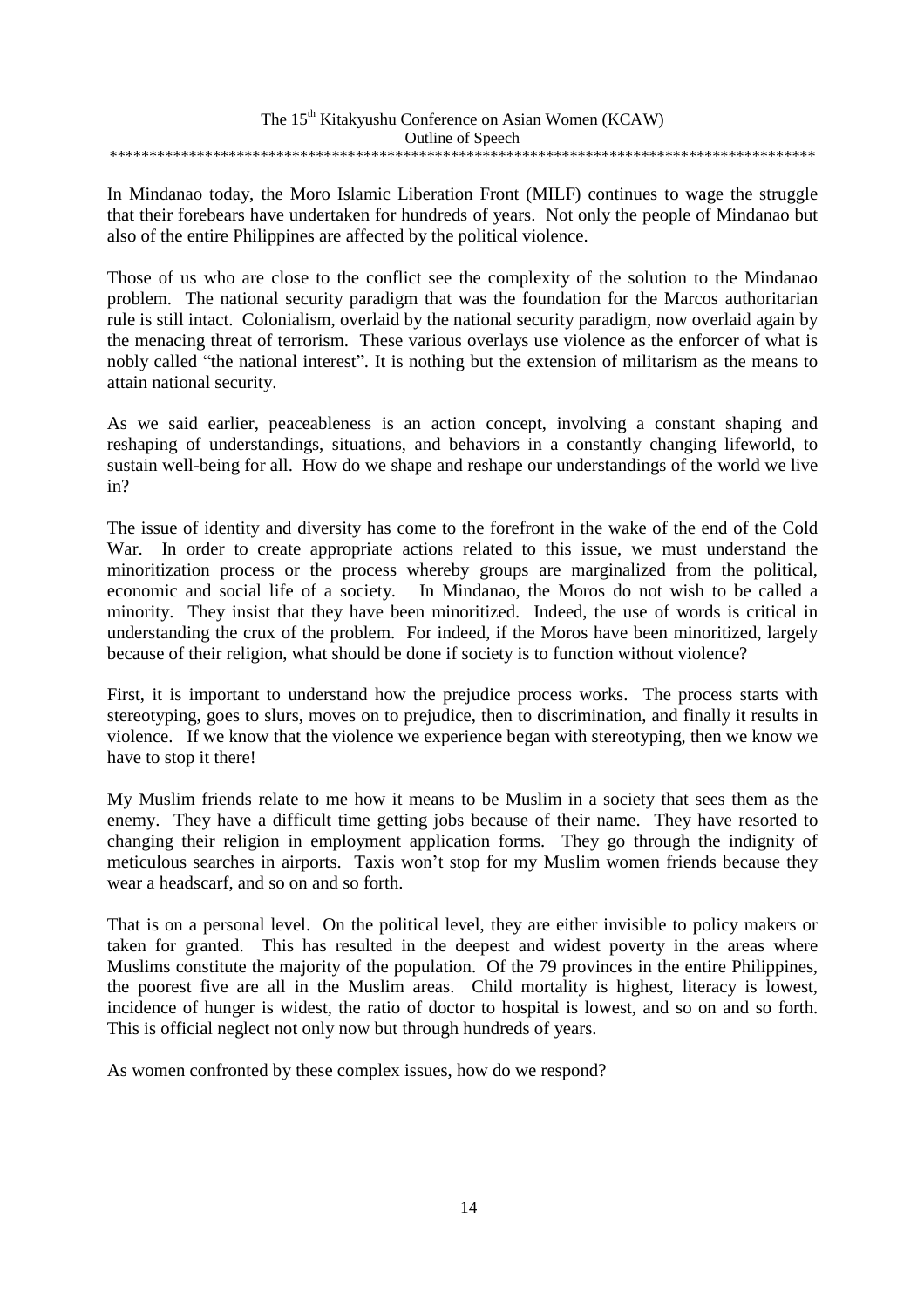In Mindanao today, the Moro Islamic Liberation Front (MILF) continues to wage the struggle that their forebears have undertaken for hundreds of years. Not only the people of Mindanao but also of the entire Philippines are affected by the political violence.

Those of us who are close to the conflict see the complexity of the solution to the Mindanao problem. The national security paradigm that was the foundation for the Marcos authoritarian rule is still intact. Colonialism, overlaid by the national security paradigm, now overlaid again by the menacing threat of terrorism. These various overlays use violence as the enforcer of what is nobly called "the national interest". It is nothing but the extension of militarism as the means to attain national security.

As we said earlier, peaceableness is an action concept, involving a constant shaping and reshaping of understandings, situations, and behaviors in a constantly changing lifeworld, to sustain well-being for all. How do we shape and reshape our understandings of the world we live in?

The issue of identity and diversity has come to the forefront in the wake of the end of the Cold War. In order to create appropriate actions related to this issue, we must understand the minoritization process or the process whereby groups are marginalized from the political, economic and social life of a society. In Mindanao, the Moros do not wish to be called a minority. They insist that they have been minoritized. Indeed, the use of words is critical in understanding the crux of the problem. For indeed, if the Moros have been minoritized, largely because of their religion, what should be done if society is to function without violence?

First, it is important to understand how the prejudice process works. The process starts with stereotyping, goes to slurs, moves on to prejudice, then to discrimination, and finally it results in violence. If we know that the violence we experience began with stereotyping, then we know we have to stop it there!

My Muslim friends relate to me how it means to be Muslim in a society that sees them as the enemy. They have a difficult time getting jobs because of their name. They have resorted to changing their religion in employment application forms. They go through the indignity of meticulous searches in airports. Taxis won't stop for my Muslim women friends because they wear a headscarf, and so on and so forth.

That is on a personal level. On the political level, they are either invisible to policy makers or taken for granted. This has resulted in the deepest and widest poverty in the areas where Muslims constitute the majority of the population. Of the 79 provinces in the entire Philippines, the poorest five are all in the Muslim areas. Child mortality is highest, literacy is lowest, incidence of hunger is widest, the ratio of doctor to hospital is lowest, and so on and so forth. This is official neglect not only now but through hundreds of years.

As women confronted by these complex issues, how do we respond?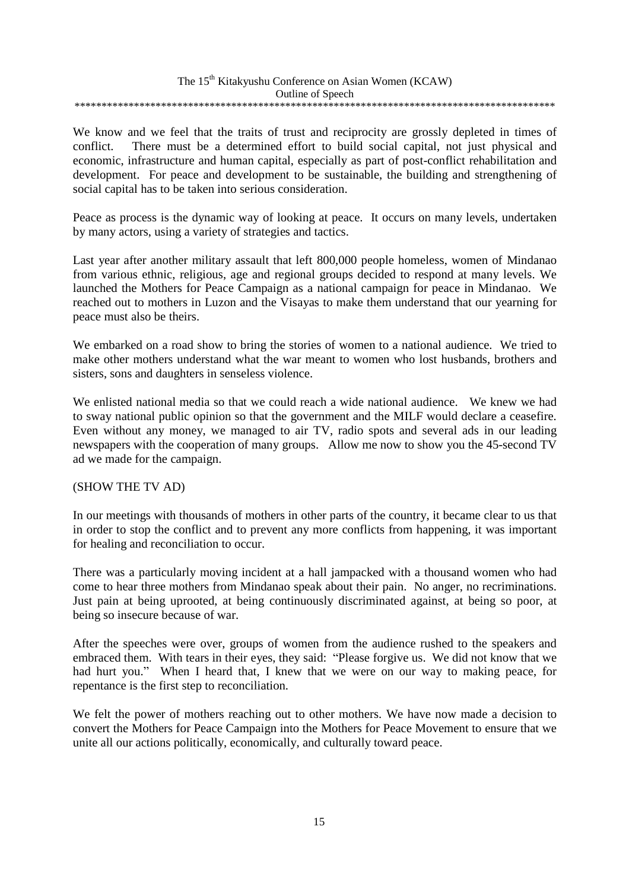We know and we feel that the traits of trust and reciprocity are grossly depleted in times of conflict. There must be a determined effort to build social capital, not just physical and economic, infrastructure and human capital, especially as part of post-conflict rehabilitation and development. For peace and development to be sustainable, the building and strengthening of social capital has to be taken into serious consideration.

Peace as process is the dynamic way of looking at peace. It occurs on many levels, undertaken by many actors, using a variety of strategies and tactics.

Last year after another military assault that left 800,000 people homeless, women of Mindanao from various ethnic, religious, age and regional groups decided to respond at many levels. We launched the Mothers for Peace Campaign as a national campaign for peace in Mindanao. We reached out to mothers in Luzon and the Visayas to make them understand that our yearning for peace must also be theirs.

We embarked on a road show to bring the stories of women to a national audience. We tried to make other mothers understand what the war meant to women who lost husbands, brothers and sisters, sons and daughters in senseless violence.

We enlisted national media so that we could reach a wide national audience. We knew we had to sway national public opinion so that the government and the MILF would declare a ceasefire. Even without any money, we managed to air TV, radio spots and several ads in our leading newspapers with the cooperation of many groups. Allow me now to show you the 45-second TV ad we made for the campaign.

(SHOW THE TV AD)

In our meetings with thousands of mothers in other parts of the country, it became clear to us that in order to stop the conflict and to prevent any more conflicts from happening, it was important for healing and reconciliation to occur.

There was a particularly moving incident at a hall jampacked with a thousand women who had come to hear three mothers from Mindanao speak about their pain. No anger, no recriminations. Just pain at being uprooted, at being continuously discriminated against, at being so poor, at being so insecure because of war.

After the speeches were over, groups of women from the audience rushed to the speakers and embraced them. With tears in their eyes, they said: "Please forgive us. We did not know that we had hurt you." When I heard that, I knew that we were on our way to making peace, for repentance is the first step to reconciliation.

We felt the power of mothers reaching out to other mothers. We have now made a decision to convert the Mothers for Peace Campaign into the Mothers for Peace Movement to ensure that we unite all our actions politically, economically, and culturally toward peace.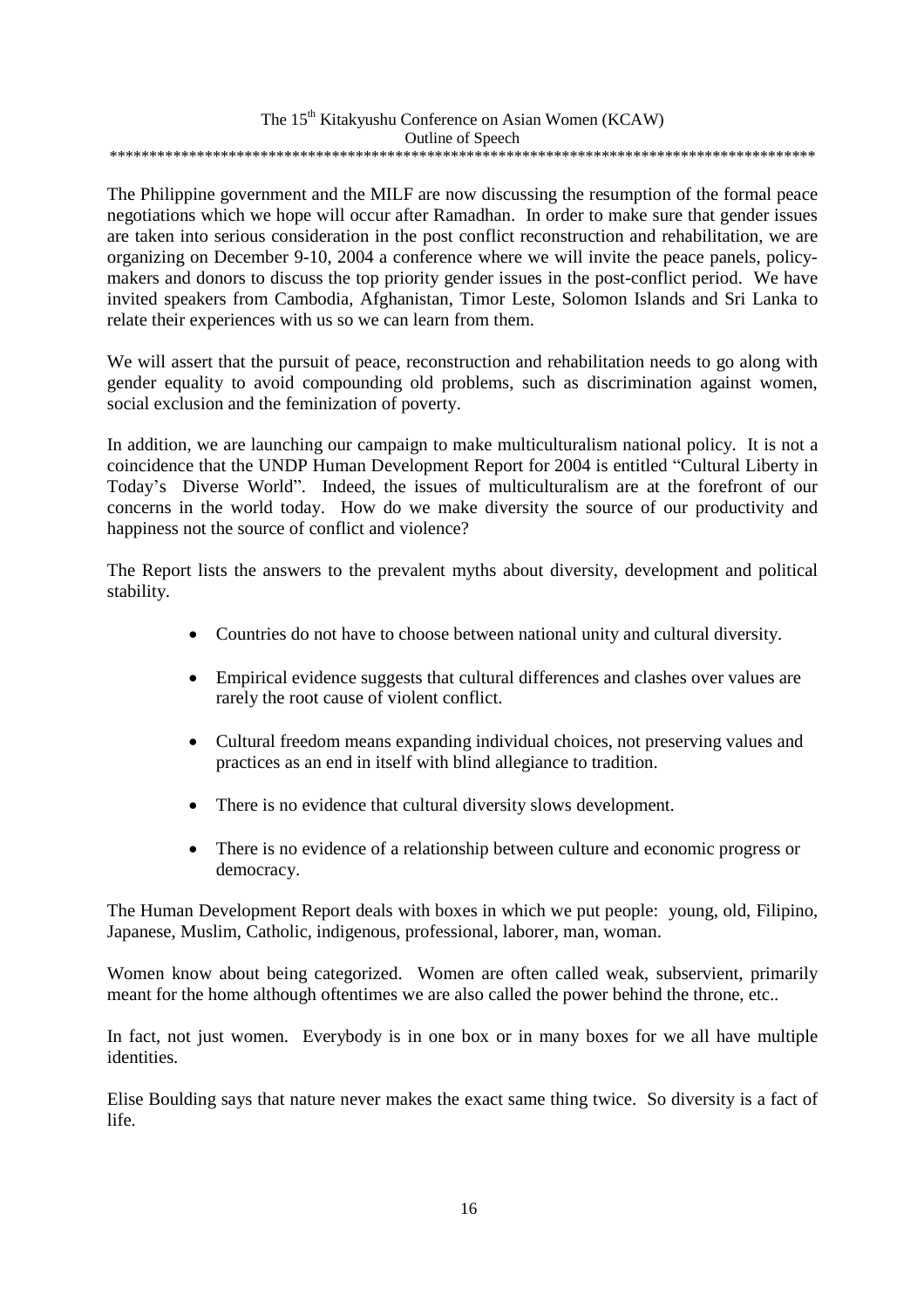The Philippine government and the MILF are now discussing the resumption of the formal peace negotiations which we hope will occur after Ramadhan. In order to make sure that gender issues are taken into serious consideration in the post conflict reconstruction and rehabilitation, we are organizing on December 9-10, 2004 a conference where we will invite the peace panels, policy-makers and donors to discuss the top priority gender issues in the post-conflict period. We have invited speakers from Cambodia, Afghanistan, Timor Leste, Solomon Islands and Sri Lanka to relate their experiences with us so we can learn from them.

We will assert that the pursuit of peace, reconstruction and rehabilitation needs to go along with gender equality to avoid compounding old problems, such as discrimination against women, social exclusion and the feminization of poverty.

In addition, we are launching our campaign to make multiculturalism national policy. It is not a coincidence that the UNDP Human Development Report for 2004 is entitled "Cultural Liberty in Today's Diverse World". Indeed, the issues of multiculturalism are at the forefront of our concerns in the world today. How do we make diversity the source of our productivity and happiness not the source of conflict and violence?

The Report lists the answers to the prevalent myths about diversity, development and political stability.

- Countries do not have to choose between national unity and cultural diversity.
- Empirical evidence suggests that cultural differences and clashes over values are rarely the root cause of violent conflict.
- Cultural freedom means expanding individual choices, not preserving values and practices as an end in itself with blind allegiance to tradition.
- There is no evidence that cultural diversity slows development.
- There is no evidence of a relationship between culture and economic progress or democracy.

The Human Development Report deals with boxes in which we put people: young, old, Filipino, Japanese, Muslim, Catholic, indigenous, professional, laborer, man, woman.

Women know about being categorized. Women are often called weak, subservient, primarily meant for the home although oftentimes we are also called the power behind the throne, etc..

In fact, not just women. Everybody is in one box or in many boxes for we all have multiple identities.

Elise Boulding says that nature never makes the exact same thing twice. So diversity is a fact of life.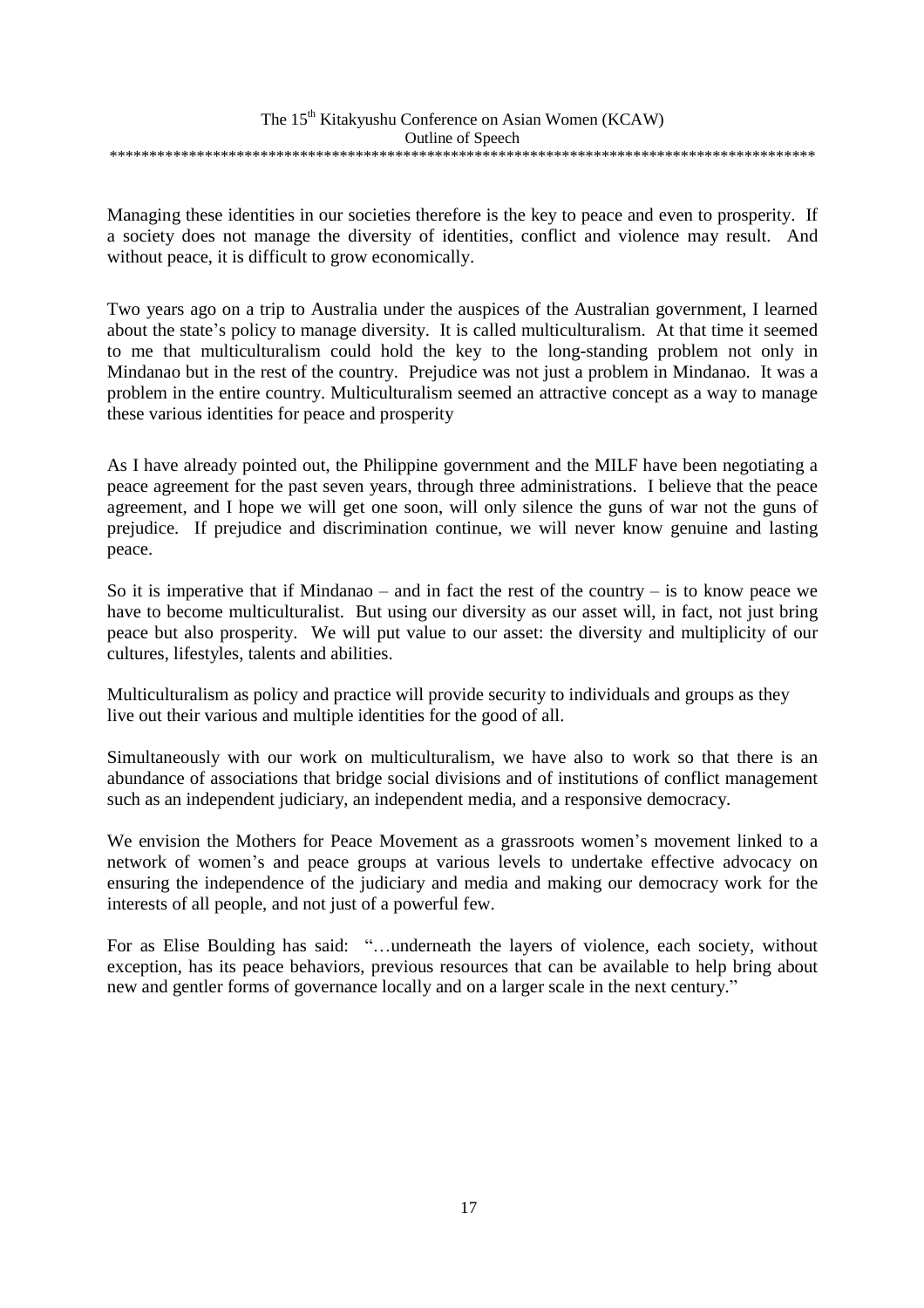Managing these identities in our societies therefore is the key to peace and even to prosperity. If a society does not manage the diversity of identities, conflict and violence may result. And without peace, it is difficult to grow economically.

Two years ago on a trip to Australia under the auspices of the Australian government, I learned about the state's policy to manage diversity. It is called multiculturalism. At that time it seemed to me that multiculturalism could hold the key to the long-standing problem not only in Mindanao but in the rest of the country. Prejudice was not just a problem in Mindanao. It was a problem in the entire country. Multiculturalism seemed an attractive concept as a way to manage these various identities for peace and prosperity

As I have already pointed out, the Philippine government and the MILF have been negotiating a peace agreement for the past seven years, through three administrations. I believe that the peace agreement, and I hope we will get one soon, will only silence the guns of war not the guns of prejudice. If prejudice and discrimination continue, we will never know genuine and lasting peace.

So it is imperative that if Mindanao – and in fact the rest of the country – is to know peace we have to become multiculturalist. But using our diversity as our asset will, in fact, not just bring peace but also prosperity. We will put value to our asset: the diversity and multiplicity of our cultures, lifestyles, talents and abilities.

Multiculturalism as policy and practice will provide security to individuals and groups as they live out their various and multiple identities for the good of all.

Simultaneously with our work on multiculturalism, we have also to work so that there is an abundance of associations that bridge social divisions and of institutions of conflict management such as an independent judiciary, an independent media, and a responsive democracy.

We envision the Mothers for Peace Movement as a grassroots women's movement linked to a network of women's and peace groups at various levels to undertake effective advocacy on ensuring the independence of the judiciary and media and making our democracy work for the interests of all people, and not just of a powerful few.

For as Elise Boulding has said: "…underneath the layers of violence, each society, without exception, has its peace behaviors, previous resources that can be available to help bring about new and gentler forms of governance locally and on a larger scale in the next century."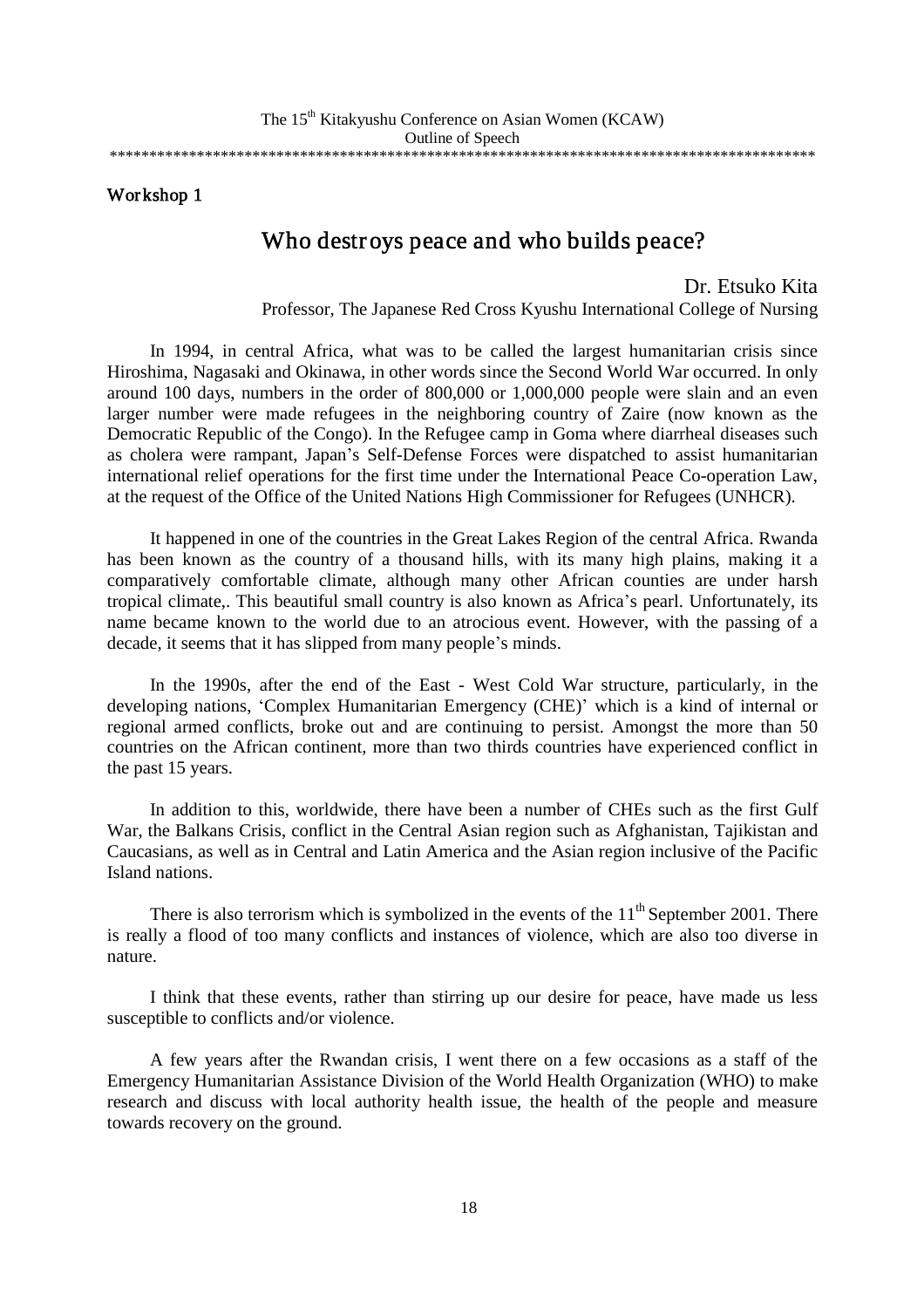The 15th Kitakyushu Conference on Asian Women (KCAW)
Outline of Speech

***************************************************************************************************

**Workshop 1**

# Who destroys peace and who builds peace?

Dr. Etsuko Kita
Professor, The Japanese Red Cross Kyushu International College of Nursing

In 1994, in central Africa, what was to be called the largest humanitarian crisis since Hiroshima, Nagasaki and Okinawa, in other words since the Second World War occurred. In only around 100 days, numbers in the order of 800,000 or 1,000,000 people were slain and an even larger number were made refugees in the neighboring country of Zaire (now known as the Democratic Republic of the Congo). In the Refugee camp in Goma where diarrheal diseases such as cholera were rampant, Japan's Self-Defense Forces were dispatched to assist humanitarian international relief operations for the first time under the International Peace Co-operation Law, at the request of the Office of the United Nations High Commissioner for Refugees (UNHCR).

It happened in one of the countries in the Great Lakes Region of the central Africa. Rwanda has been known as the country of a thousand hills, with its many high plains, making it a comparatively comfortable climate, although many other African counties are under harsh tropical climate,. This beautiful small country is also known as Africa's pearl. Unfortunately, its name became known to the world due to an atrocious event. However, with the passing of a decade, it seems that it has slipped from many people's minds.

In the 1990s, after the end of the East - West Cold War structure, particularly, in the developing nations, 'Complex Humanitarian Emergency (CHE)' which is a kind of internal or regional armed conflicts, broke out and are continuing to persist. Amongst the more than 50 countries on the African continent, more than two thirds countries have experienced conflict in the past 15 years.

In addition to this, worldwide, there have been a number of CHEs such as the first Gulf War, the Balkans Crisis, conflict in the Central Asian region such as Afghanistan, Tajikistan and Caucasians, as well as in Central and Latin America and the Asian region inclusive of the Pacific Island nations.

There is also terrorism which is symbolized in the events of the 11th September 2001. There is really a flood of too many conflicts and instances of violence, which are also too diverse in nature.

I think that these events, rather than stirring up our desire for peace, have made us less susceptible to conflicts and/or violence.

A few years after the Rwandan crisis, I went there on a few occasions as a staff of the Emergency Humanitarian Assistance Division of the World Health Organization (WHO) to make research and discuss with local authority health issue, the health of the people and measure towards recovery on the ground.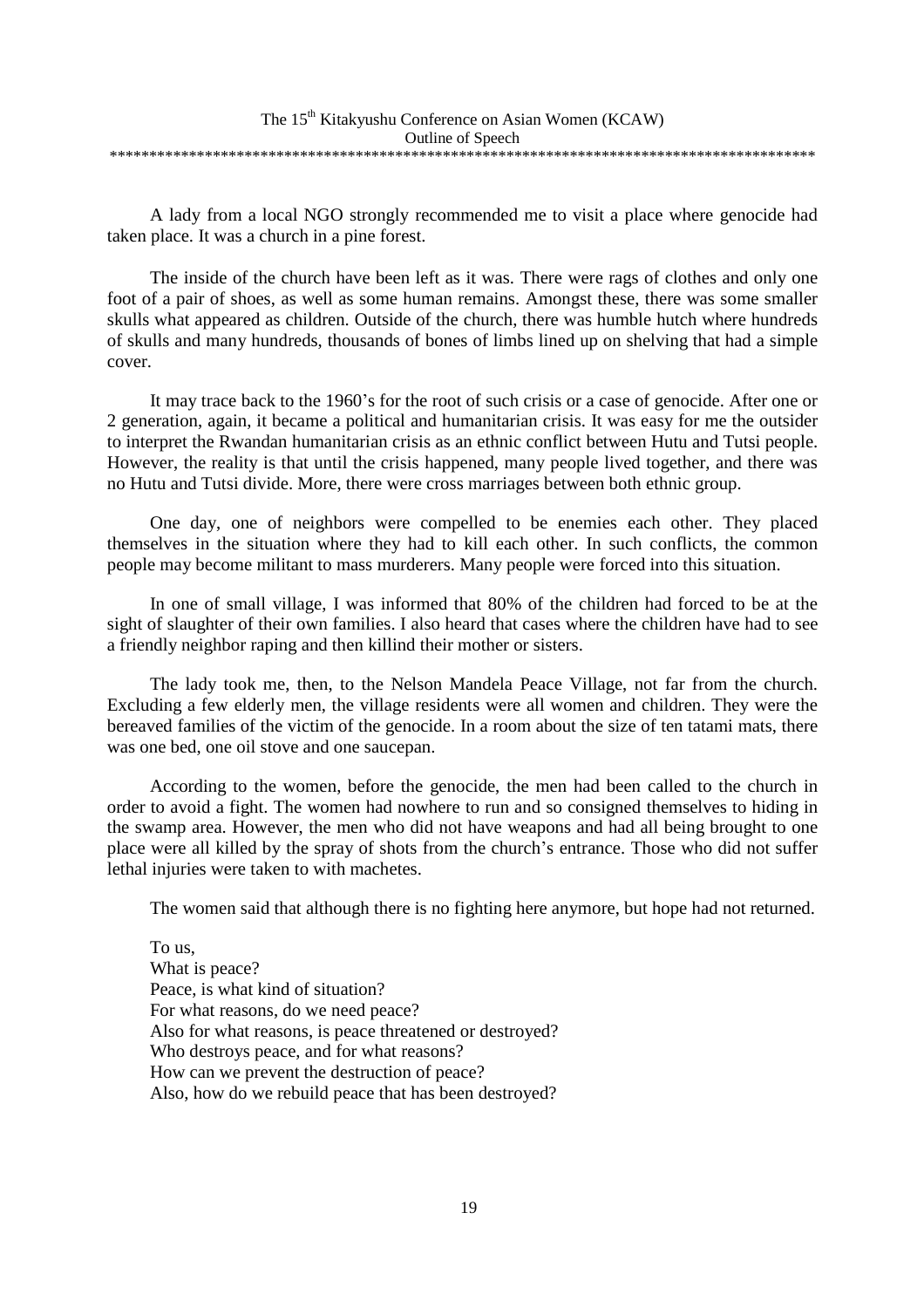A lady from a local NGO strongly recommended me to visit a place where genocide had taken place. It was a church in a pine forest.

The inside of the church have been left as it was. There were rags of clothes and only one foot of a pair of shoes, as well as some human remains. Amongst these, there was some smaller skulls what appeared as children. Outside of the church, there was humble hutch where hundreds of skulls and many hundreds, thousands of bones of limbs lined up on shelving that had a simple cover.

It may trace back to the 1960's for the root of such crisis or a case of genocide. After one or 2 generation, again, it became a political and humanitarian crisis. It was easy for me the outsider to interpret the Rwandan humanitarian crisis as an ethnic conflict between Hutu and Tutsi people. However, the reality is that until the crisis happened, many people lived together, and there was no Hutu and Tutsi divide. More, there were cross marriages between both ethnic group.

One day, one of neighbors were compelled to be enemies each other. They placed themselves in the situation where they had to kill each other. In such conflicts, the common people may become militant to mass murderers. Many people were forced into this situation.

In one of small village, I was informed that 80% of the children had forced to be at the sight of slaughter of their own families. I also heard that cases where the children have had to see a friendly neighbor raping and then killind their mother or sisters.

The lady took me, then, to the Nelson Mandela Peace Village, not far from the church. Excluding a few elderly men, the village residents were all women and children. They were the bereaved families of the victim of the genocide. In a room about the size of ten tatami mats, there was one bed, one oil stove and one saucepan.

According to the women, before the genocide, the men had been called to the church in order to avoid a fight. The women had nowhere to run and so consigned themselves to hiding in the swamp area. However, the men who did not have weapons and had all being brought to one place were all killed by the spray of shots from the church's entrance. Those who did not suffer lethal injuries were taken to with machetes.

The women said that although there is no fighting here anymore, but hope had not returned.

To us,
What is peace?
Peace, is what kind of situation?
For what reasons, do we need peace?
Also for what reasons, is peace threatened or destroyed?
Who destroys peace, and for what reasons?
How can we prevent the destruction of peace?
Also, how do we rebuild peace that has been destroyed?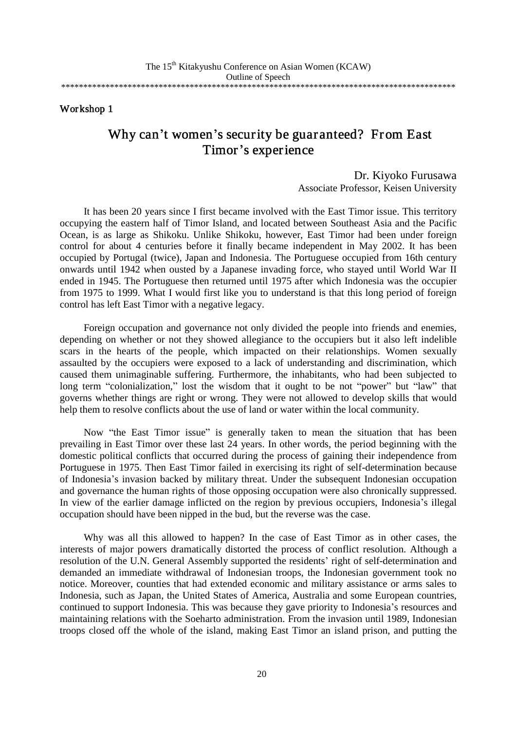Workshop 1

# Why can't women's security be guaranteed? From East Timor's experience

Dr. Kiyoko Furusawa
Associate Professor, Keisen University

It has been 20 years since I first became involved with the East Timor issue. This territory occupying the eastern half of Timor Island, and located between Southeast Asia and the Pacific Ocean, is as large as Shikoku. Unlike Shikoku, however, East Timor had been under foreign control for about 4 centuries before it finally became independent in May 2002. It has been occupied by Portugal (twice), Japan and Indonesia. The Portuguese occupied from 16th century onwards until 1942 when ousted by a Japanese invading force, who stayed until World War II ended in 1945. The Portuguese then returned until 1975 after which Indonesia was the occupier from 1975 to 1999. What I would first like you to understand is that this long period of foreign control has left East Timor with a negative legacy.

Foreign occupation and governance not only divided the people into friends and enemies, depending on whether or not they showed allegiance to the occupiers but it also left indelible scars in the hearts of the people, which impacted on their relationships. Women sexually assaulted by the occupiers were exposed to a lack of understanding and discrimination, which caused them unimaginable suffering. Furthermore, the inhabitants, who had been subjected to long term "colonialization," lost the wisdom that it ought to be not "power" but "law" that governs whether things are right or wrong. They were not allowed to develop skills that would help them to resolve conflicts about the use of land or water within the local community.

Now "the East Timor issue" is generally taken to mean the situation that has been prevailing in East Timor over these last 24 years. In other words, the period beginning with the domestic political conflicts that occurred during the process of gaining their independence from Portuguese in 1975. Then East Timor failed in exercising its right of self-determination because of Indonesia's invasion backed by military threat. Under the subsequent Indonesian occupation and governance the human rights of those opposing occupation were also chronically suppressed. In view of the earlier damage inflicted on the region by previous occupiers, Indonesia's illegal occupation should have been nipped in the bud, but the reverse was the case.

Why was all this allowed to happen? In the case of East Timor as in other cases, the interests of major powers dramatically distorted the process of conflict resolution. Although a resolution of the U.N. General Assembly supported the residents' right of self-determination and demanded an immediate withdrawal of Indonesian troops, the Indonesian government took no notice. Moreover, counties that had extended economic and military assistance or arms sales to Indonesia, such as Japan, the United States of America, Australia and some European countries, continued to support Indonesia. This was because they gave priority to Indonesia's resources and maintaining relations with the Soeharto administration. From the invasion until 1989, Indonesian troops closed off the whole of the island, making East Timor an island prison, and putting the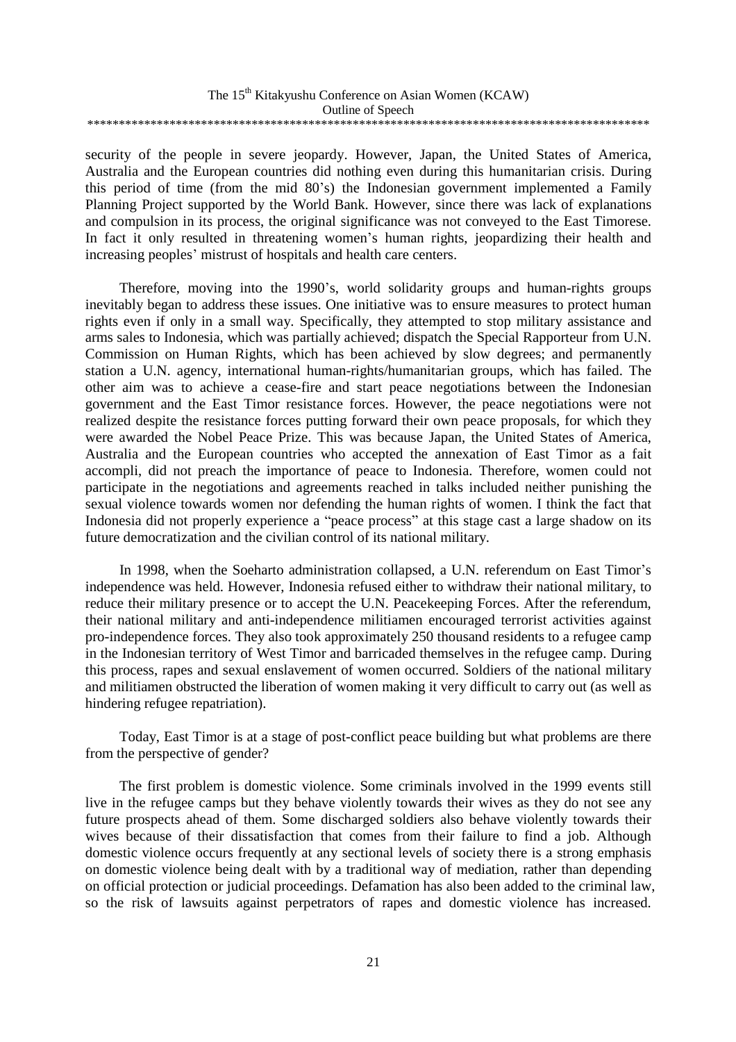security of the people in severe jeopardy. However, Japan, the United States of America, Australia and the European countries did nothing even during this humanitarian crisis. During this period of time (from the mid 80's) the Indonesian government implemented a Family Planning Project supported by the World Bank. However, since there was lack of explanations and compulsion in its process, the original significance was not conveyed to the East Timorese. In fact it only resulted in threatening women's human rights, jeopardizing their health and increasing peoples' mistrust of hospitals and health care centers.

Therefore, moving into the 1990's, world solidarity groups and human-rights groups inevitably began to address these issues. One initiative was to ensure measures to protect human rights even if only in a small way. Specifically, they attempted to stop military assistance and arms sales to Indonesia, which was partially achieved; dispatch the Special Rapporteur from U.N. Commission on Human Rights, which has been achieved by slow degrees; and permanently station a U.N. agency, international human-rights/humanitarian groups, which has failed. The other aim was to achieve a cease-fire and start peace negotiations between the Indonesian government and the East Timor resistance forces. However, the peace negotiations were not realized despite the resistance forces putting forward their own peace proposals, for which they were awarded the Nobel Peace Prize. This was because Japan, the United States of America, Australia and the European countries who accepted the annexation of East Timor as a fait accompli, did not preach the importance of peace to Indonesia. Therefore, women could not participate in the negotiations and agreements reached in talks included neither punishing the sexual violence towards women nor defending the human rights of women. I think the fact that Indonesia did not properly experience a "peace process" at this stage cast a large shadow on its future democratization and the civilian control of its national military.

In 1998, when the Soeharto administration collapsed, a U.N. referendum on East Timor's independence was held. However, Indonesia refused either to withdraw their national military, to reduce their military presence or to accept the U.N. Peacekeeping Forces. After the referendum, their national military and anti-independence militiamen encouraged terrorist activities against pro-independence forces. They also took approximately 250 thousand residents to a refugee camp in the Indonesian territory of West Timor and barricaded themselves in the refugee camp. During this process, rapes and sexual enslavement of women occurred. Soldiers of the national military and militiamen obstructed the liberation of women making it very difficult to carry out (as well as hindering refugee repatriation).

Today, East Timor is at a stage of post-conflict peace building but what problems are there from the perspective of gender?

The first problem is domestic violence. Some criminals involved in the 1999 events still live in the refugee camps but they behave violently towards their wives as they do not see any future prospects ahead of them. Some discharged soldiers also behave violently towards their wives because of their dissatisfaction that comes from their failure to find a job. Although domestic violence occurs frequently at any sectional levels of society there is a strong emphasis on domestic violence being dealt with by a traditional way of mediation, rather than depending on official protection or judicial proceedings. Defamation has also been added to the criminal law, so the risk of lawsuits against perpetrators of rapes and domestic violence has increased.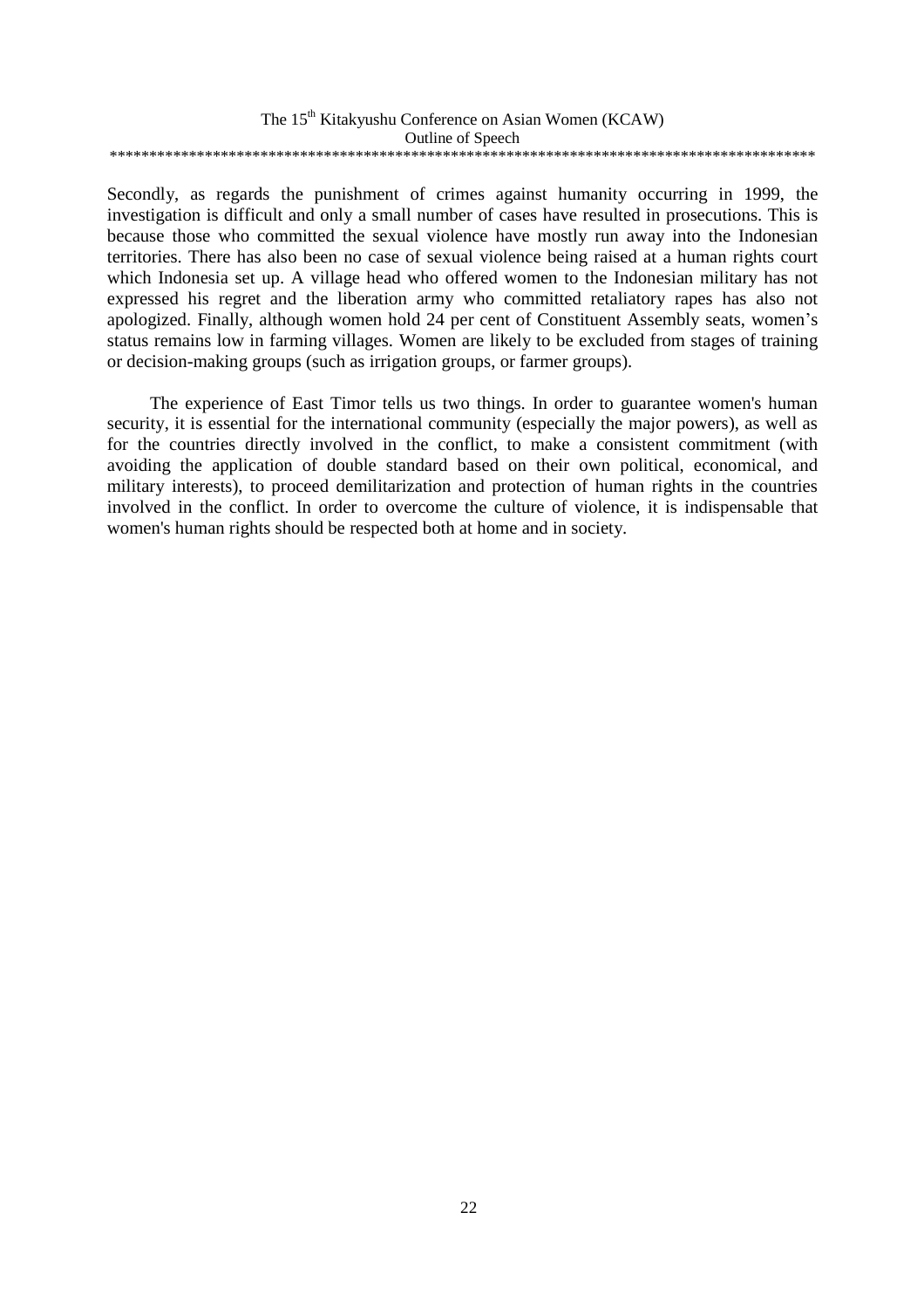Secondly, as regards the punishment of crimes against humanity occurring in 1999, the investigation is difficult and only a small number of cases have resulted in prosecutions. This is because those who committed the sexual violence have mostly run away into the Indonesian territories. There has also been no case of sexual violence being raised at a human rights court which Indonesia set up. A village head who offered women to the Indonesian military has not expressed his regret and the liberation army who committed retaliatory rapes has also not apologized. Finally, although women hold 24 per cent of Constituent Assembly seats, women's status remains low in farming villages. Women are likely to be excluded from stages of training or decision-making groups (such as irrigation groups, or farmer groups).

The experience of East Timor tells us two things. In order to guarantee women's human security, it is essential for the international community (especially the major powers), as well as for the countries directly involved in the conflict, to make a consistent commitment (with avoiding the application of double standard based on their own political, economical, and military interests), to proceed demilitarization and protection of human rights in the countries involved in the conflict. In order to overcome the culture of violence, it is indispensable that women's human rights should be respected both at home and in society.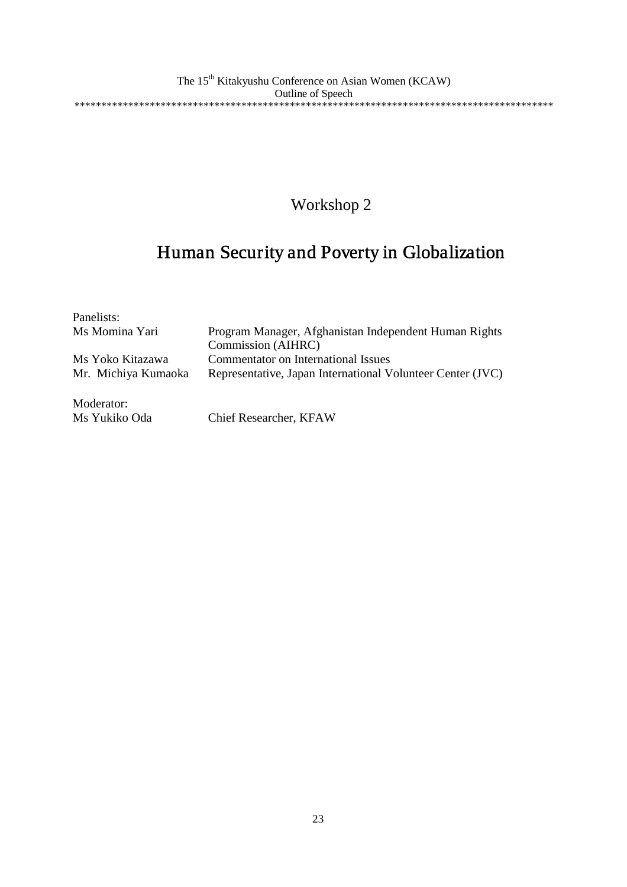## Workshop 2

# Human Security and Poverty in Globalization

Panelists:

| | |
|---|---|
| Ms Momina Yari | Program Manager, Afghanistan Independent Human Rights Commission (AIHRC) |
| Ms Yoko Kitazawa | Commentator on International Issues |
| Mr. Michiya Kumaoka | Representative, Japan International Volunteer Center (JVC) |

Moderator:

| | |
|---|---|
| Ms Yukiko Oda | Chief Researcher, KFAW |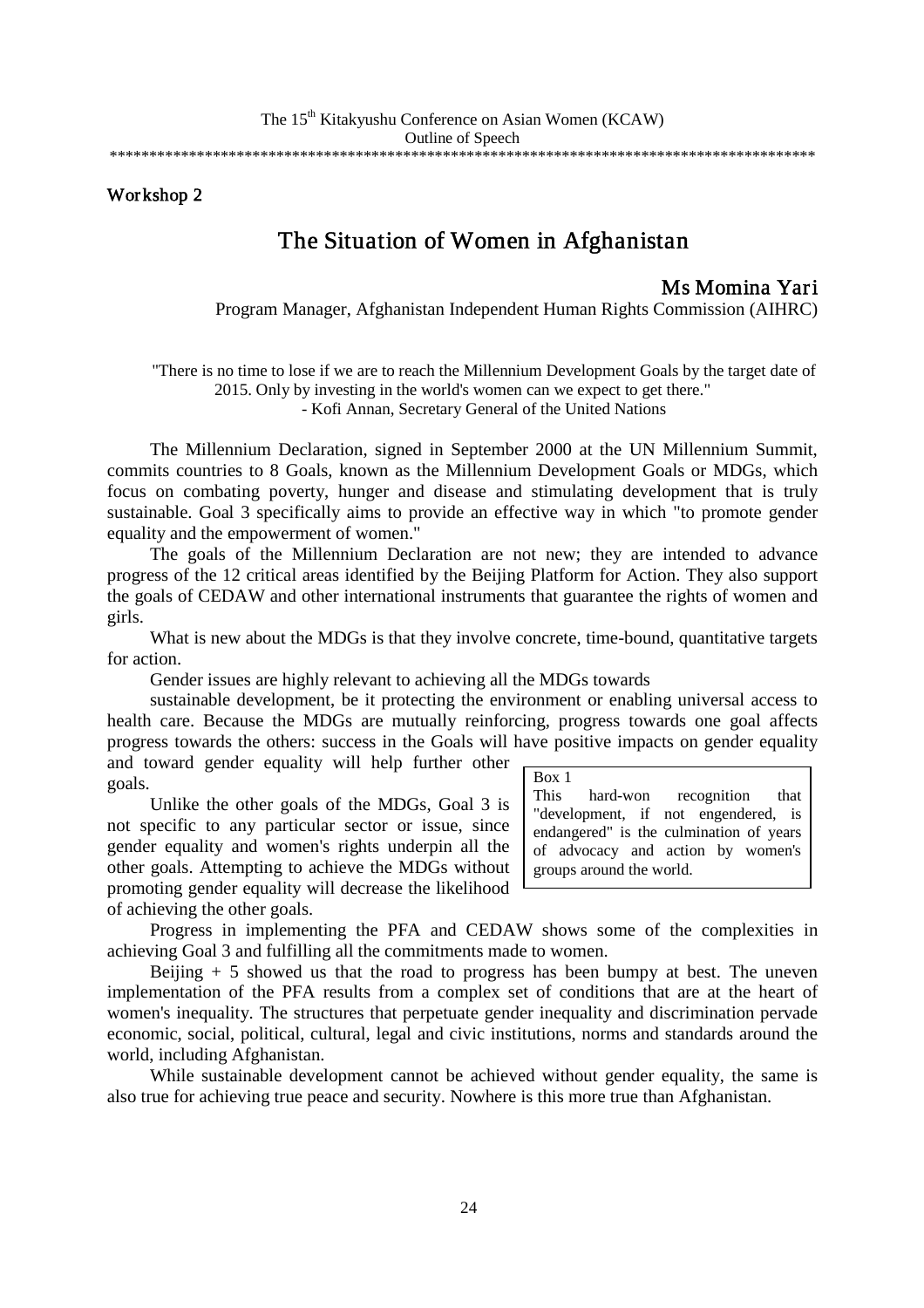## Workshop 2

# The Situation of Women in Afghanistan

### Ms Momina Yari

Program Manager, Afghanistan Independent Human Rights Commission (AIHRC)

"There is no time to lose if we are to reach the Millennium Development Goals by the target date of 2015. Only by investing in the world's women can we expect to get there."
- Kofi Annan, Secretary General of the United Nations

The Millennium Declaration, signed in September 2000 at the UN Millennium Summit, commits countries to 8 Goals, known as the Millennium Development Goals or MDGs, which focus on combating poverty, hunger and disease and stimulating development that is truly sustainable. Goal 3 specifically aims to provide an effective way in which "to promote gender equality and the empowerment of women."

The goals of the Millennium Declaration are not new; they are intended to advance progress of the 12 critical areas identified by the Beijing Platform for Action. They also support the goals of CEDAW and other international instruments that guarantee the rights of women and girls.

What is new about the MDGs is that they involve concrete, time-bound, quantitative targets for action.

Gender issues are highly relevant to achieving all the MDGs towards

sustainable development, be it protecting the environment or enabling universal access to health care. Because the MDGs are mutually reinforcing, progress towards one goal affects progress towards the others: success in the Goals will have positive impacts on gender equality and toward gender equality will help further other goals.

Unlike the other goals of the MDGs, Goal 3 is not specific to any particular sector or issue, since gender equality and women's rights underpin all the other goals. Attempting to achieve the MDGs without promoting gender equality will decrease the likelihood of achieving the other goals.

> Box 1
> This hard-won recognition that "development, if not engendered, is endangered" is the culmination of years of advocacy and action by women's groups around the world.

Progress in implementing the PFA and CEDAW shows some of the complexities in achieving Goal 3 and fulfilling all the commitments made to women.

Beijing + 5 showed us that the road to progress has been bumpy at best. The uneven implementation of the PFA results from a complex set of conditions that are at the heart of women's inequality. The structures that perpetuate gender inequality and discrimination pervade economic, social, political, cultural, legal and civic institutions, norms and standards around the world, including Afghanistan.

While sustainable development cannot be achieved without gender equality, the same is also true for achieving true peace and security. Nowhere is this more true than Afghanistan.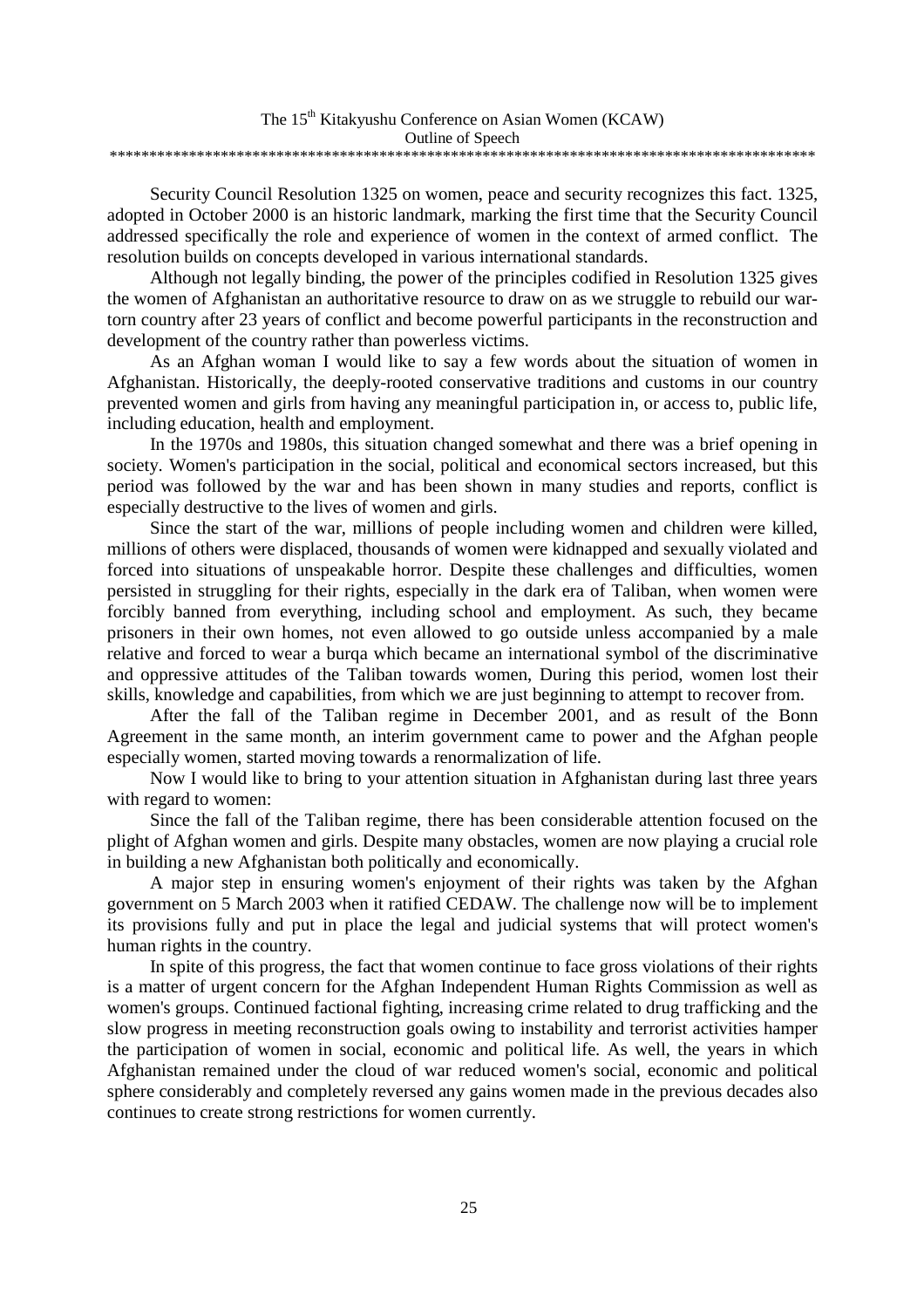Security Council Resolution 1325 on women, peace and security recognizes this fact. 1325, adopted in October 2000 is an historic landmark, marking the first time that the Security Council addressed specifically the role and experience of women in the context of armed conflict. The resolution builds on concepts developed in various international standards.

Although not legally binding, the power of the principles codified in Resolution 1325 gives the women of Afghanistan an authoritative resource to draw on as we struggle to rebuild our war-torn country after 23 years of conflict and become powerful participants in the reconstruction and development of the country rather than powerless victims.

As an Afghan woman I would like to say a few words about the situation of women in Afghanistan. Historically, the deeply-rooted conservative traditions and customs in our country prevented women and girls from having any meaningful participation in, or access to, public life, including education, health and employment.

In the 1970s and 1980s, this situation changed somewhat and there was a brief opening in society. Women's participation in the social, political and economical sectors increased, but this period was followed by the war and has been shown in many studies and reports, conflict is especially destructive to the lives of women and girls.

Since the start of the war, millions of people including women and children were killed, millions of others were displaced, thousands of women were kidnapped and sexually violated and forced into situations of unspeakable horror. Despite these challenges and difficulties, women persisted in struggling for their rights, especially in the dark era of Taliban, when women were forcibly banned from everything, including school and employment. As such, they became prisoners in their own homes, not even allowed to go outside unless accompanied by a male relative and forced to wear a burqa which became an international symbol of the discriminative and oppressive attitudes of the Taliban towards women, During this period, women lost their skills, knowledge and capabilities, from which we are just beginning to attempt to recover from.

After the fall of the Taliban regime in December 2001, and as result of the Bonn Agreement in the same month, an interim government came to power and the Afghan people especially women, started moving towards a renormalization of life.

Now I would like to bring to your attention situation in Afghanistan during last three years with regard to women:

Since the fall of the Taliban regime, there has been considerable attention focused on the plight of Afghan women and girls. Despite many obstacles, women are now playing a crucial role in building a new Afghanistan both politically and economically.

A major step in ensuring women's enjoyment of their rights was taken by the Afghan government on 5 March 2003 when it ratified CEDAW. The challenge now will be to implement its provisions fully and put in place the legal and judicial systems that will protect women's human rights in the country.

In spite of this progress, the fact that women continue to face gross violations of their rights is a matter of urgent concern for the Afghan Independent Human Rights Commission as well as women's groups. Continued factional fighting, increasing crime related to drug trafficking and the slow progress in meeting reconstruction goals owing to instability and terrorist activities hamper the participation of women in social, economic and political life. As well, the years in which Afghanistan remained under the cloud of war reduced women's social, economic and political sphere considerably and completely reversed any gains women made in the previous decades also continues to create strong restrictions for women currently.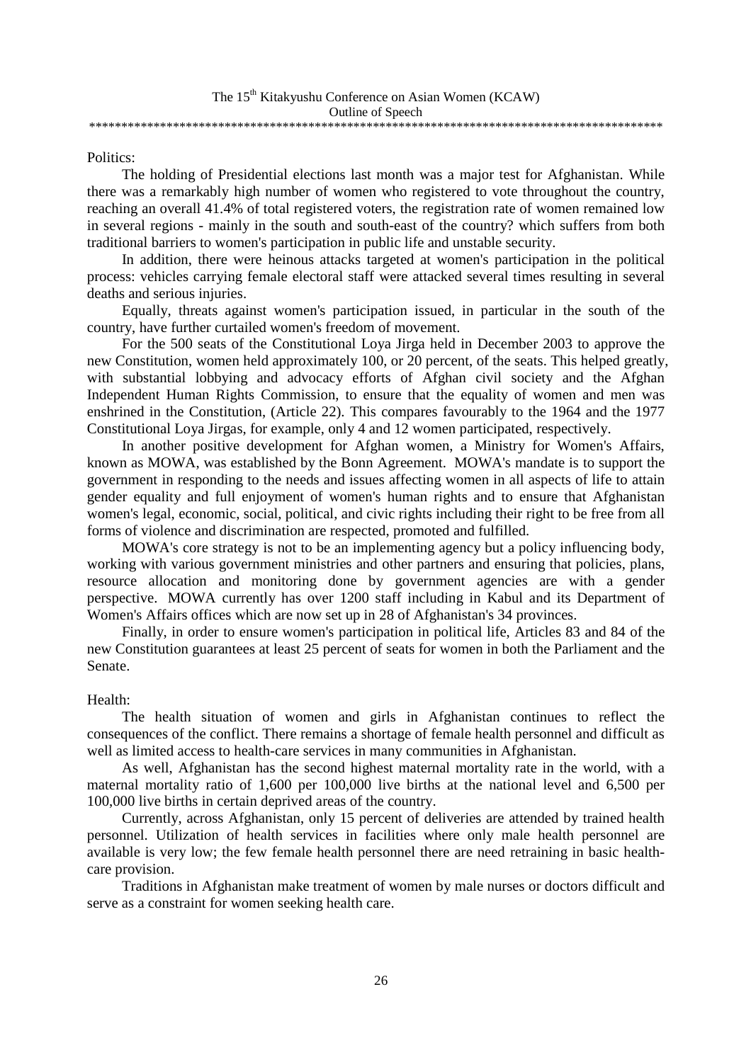Politics:

The holding of Presidential elections last month was a major test for Afghanistan. While there was a remarkably high number of women who registered to vote throughout the country, reaching an overall 41.4% of total registered voters, the registration rate of women remained low in several regions - mainly in the south and south-east of the country? which suffers from both traditional barriers to women's participation in public life and unstable security.

In addition, there were heinous attacks targeted at women's participation in the political process: vehicles carrying female electoral staff were attacked several times resulting in several deaths and serious injuries.

Equally, threats against women's participation issued, in particular in the south of the country, have further curtailed women's freedom of movement.

For the 500 seats of the Constitutional Loya Jirga held in December 2003 to approve the new Constitution, women held approximately 100, or 20 percent, of the seats. This helped greatly, with substantial lobbying and advocacy efforts of Afghan civil society and the Afghan Independent Human Rights Commission, to ensure that the equality of women and men was enshrined in the Constitution, (Article 22). This compares favourably to the 1964 and the 1977 Constitutional Loya Jirgas, for example, only 4 and 12 women participated, respectively.

In another positive development for Afghan women, a Ministry for Women's Affairs, known as MOWA, was established by the Bonn Agreement. MOWA's mandate is to support the government in responding to the needs and issues affecting women in all aspects of life to attain gender equality and full enjoyment of women's human rights and to ensure that Afghanistan women's legal, economic, social, political, and civic rights including their right to be free from all forms of violence and discrimination are respected, promoted and fulfilled.

MOWA's core strategy is not to be an implementing agency but a policy influencing body, working with various government ministries and other partners and ensuring that policies, plans, resource allocation and monitoring done by government agencies are with a gender perspective. MOWA currently has over 1200 staff including in Kabul and its Department of Women's Affairs offices which are now set up in 28 of Afghanistan's 34 provinces.

Finally, in order to ensure women's participation in political life, Articles 83 and 84 of the new Constitution guarantees at least 25 percent of seats for women in both the Parliament and the Senate.

Health:

The health situation of women and girls in Afghanistan continues to reflect the consequences of the conflict. There remains a shortage of female health personnel and difficult as well as limited access to health-care services in many communities in Afghanistan.

As well, Afghanistan has the second highest maternal mortality rate in the world, with a maternal mortality ratio of 1,600 per 100,000 live births at the national level and 6,500 per 100,000 live births in certain deprived areas of the country.

Currently, across Afghanistan, only 15 percent of deliveries are attended by trained health personnel. Utilization of health services in facilities where only male health personnel are available is very low; the few female health personnel there are need retraining in basic health-care provision.

Traditions in Afghanistan make treatment of women by male nurses or doctors difficult and serve as a constraint for women seeking health care.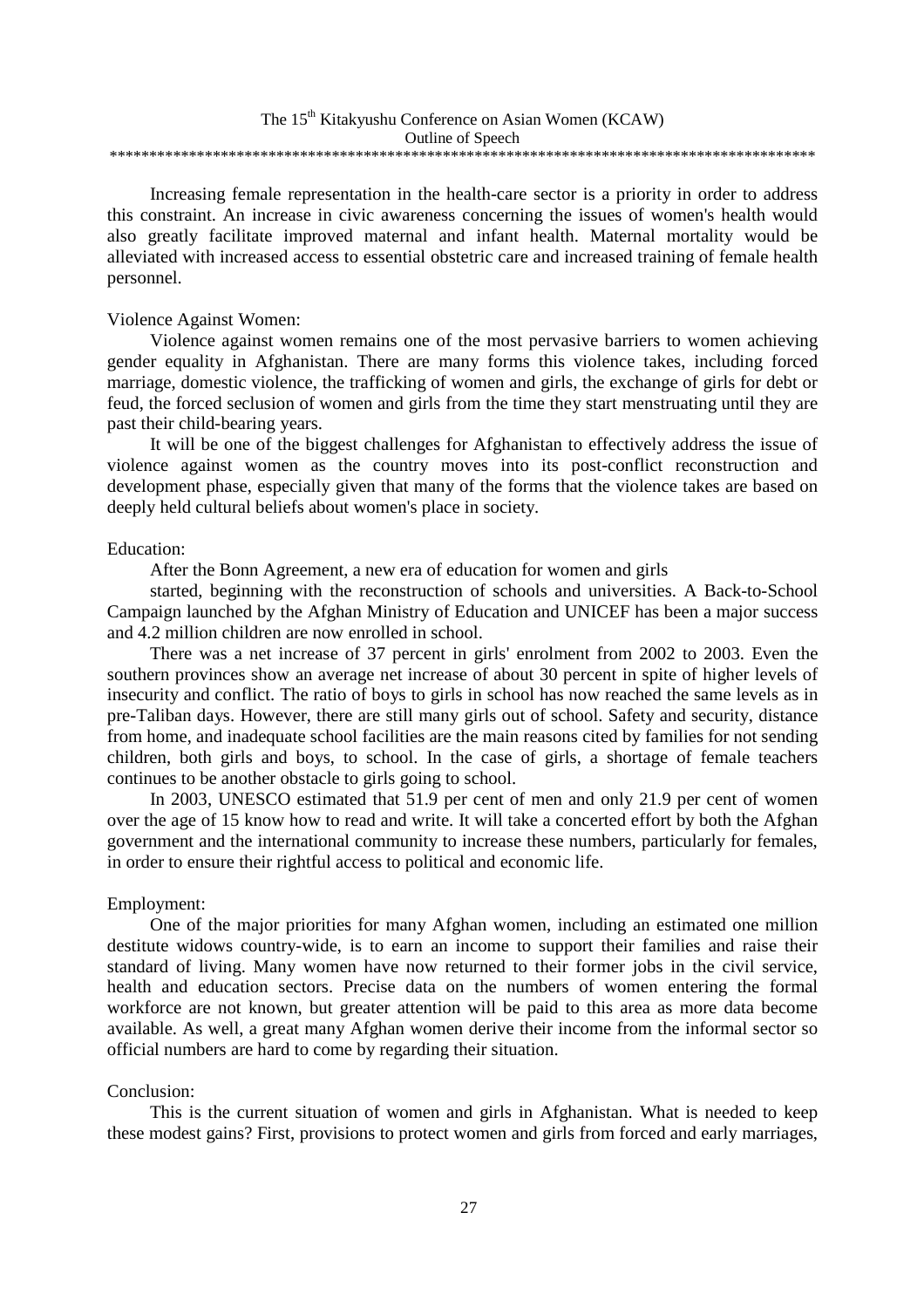Increasing female representation in the health-care sector is a priority in order to address this constraint. An increase in civic awareness concerning the issues of women's health would also greatly facilitate improved maternal and infant health. Maternal mortality would be alleviated with increased access to essential obstetric care and increased training of female health personnel.

Violence Against Women:

Violence against women remains one of the most pervasive barriers to women achieving gender equality in Afghanistan. There are many forms this violence takes, including forced marriage, domestic violence, the trafficking of women and girls, the exchange of girls for debt or feud, the forced seclusion of women and girls from the time they start menstruating until they are past their child-bearing years.

It will be one of the biggest challenges for Afghanistan to effectively address the issue of violence against women as the country moves into its post-conflict reconstruction and development phase, especially given that many of the forms that the violence takes are based on deeply held cultural beliefs about women's place in society.

Education:

After the Bonn Agreement, a new era of education for women and girls

started, beginning with the reconstruction of schools and universities. A Back-to-School Campaign launched by the Afghan Ministry of Education and UNICEF has been a major success and 4.2 million children are now enrolled in school.

There was a net increase of 37 percent in girls' enrolment from 2002 to 2003. Even the southern provinces show an average net increase of about 30 percent in spite of higher levels of insecurity and conflict. The ratio of boys to girls in school has now reached the same levels as in pre-Taliban days. However, there are still many girls out of school. Safety and security, distance from home, and inadequate school facilities are the main reasons cited by families for not sending children, both girls and boys, to school. In the case of girls, a shortage of female teachers continues to be another obstacle to girls going to school.

In 2003, UNESCO estimated that 51.9 per cent of men and only 21.9 per cent of women over the age of 15 know how to read and write. It will take a concerted effort by both the Afghan government and the international community to increase these numbers, particularly for females, in order to ensure their rightful access to political and economic life.

Employment:

One of the major priorities for many Afghan women, including an estimated one million destitute widows country-wide, is to earn an income to support their families and raise their standard of living. Many women have now returned to their former jobs in the civil service, health and education sectors. Precise data on the numbers of women entering the formal workforce are not known, but greater attention will be paid to this area as more data become available. As well, a great many Afghan women derive their income from the informal sector so official numbers are hard to come by regarding their situation.

Conclusion:

This is the current situation of women and girls in Afghanistan. What is needed to keep these modest gains? First, provisions to protect women and girls from forced and early marriages,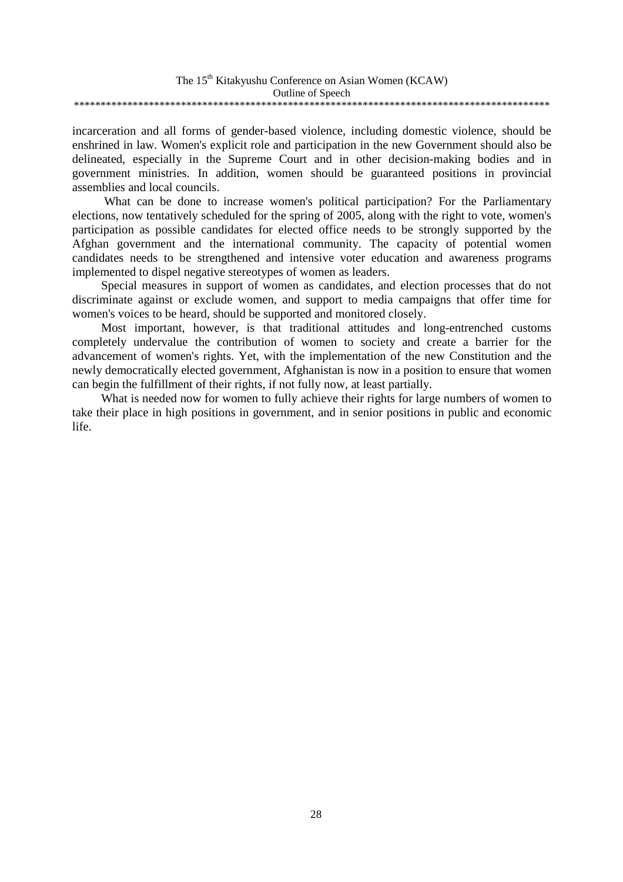incarceration and all forms of gender-based violence, including domestic violence, should be enshrined in law. Women's explicit role and participation in the new Government should also be delineated, especially in the Supreme Court and in other decision-making bodies and in government ministries. In addition, women should be guaranteed positions in provincial assemblies and local councils.

What can be done to increase women's political participation? For the Parliamentary elections, now tentatively scheduled for the spring of 2005, along with the right to vote, women's participation as possible candidates for elected office needs to be strongly supported by the Afghan government and the international community. The capacity of potential women candidates needs to be strengthened and intensive voter education and awareness programs implemented to dispel negative stereotypes of women as leaders.

Special measures in support of women as candidates, and election processes that do not discriminate against or exclude women, and support to media campaigns that offer time for women's voices to be heard, should be supported and monitored closely.

Most important, however, is that traditional attitudes and long-entrenched customs completely undervalue the contribution of women to society and create a barrier for the advancement of women's rights. Yet, with the implementation of the new Constitution and the newly democratically elected government, Afghanistan is now in a position to ensure that women can begin the fulfillment of their rights, if not fully now, at least partially.

What is needed now for women to fully achieve their rights for large numbers of women to take their place in high positions in government, and in senior positions in public and economic life.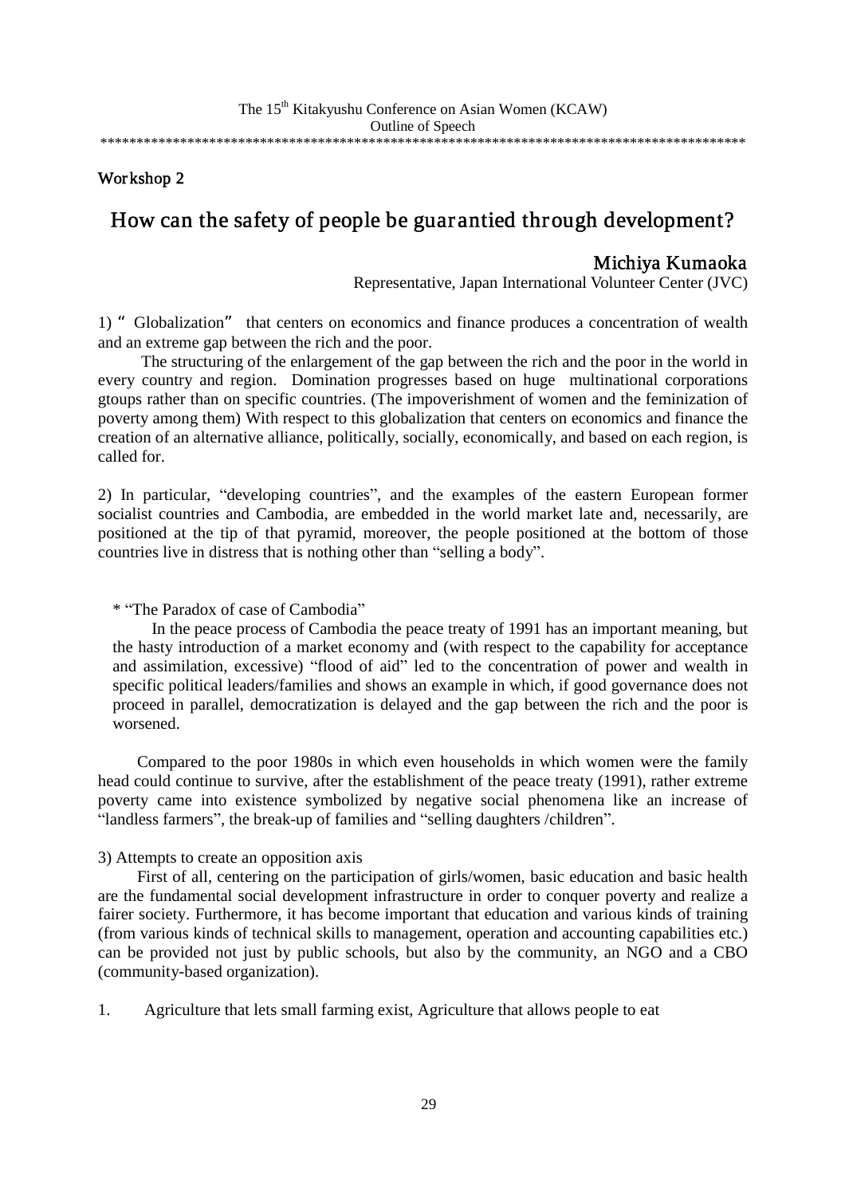The 15th Kitakyushu Conference on Asian Women (KCAW)
Outline of Speech

## Workshop 2

# How can the safety of people be guarantied through development?

**Michiya Kumaoka**
Representative, Japan International Volunteer Center (JVC)

1) " Globalization" that centers on economics and finance produces a concentration of wealth and an extreme gap between the rich and the poor.

The structuring of the enlargement of the gap between the rich and the poor in the world in every country and region. Domination progresses based on huge multinational corporations gtoups rather than on specific countries. (The impoverishment of women and the feminization of poverty among them) With respect to this globalization that centers on economics and finance the creation of an alternative alliance, politically, socially, economically, and based on each region, is called for.

2) In particular, "developing countries", and the examples of the eastern European former socialist countries and Cambodia, are embedded in the world market late and, necessarily, are positioned at the tip of that pyramid, moreover, the people positioned at the bottom of those countries live in distress that is nothing other than "selling a body".

\* "The Paradox of case of Cambodia"

In the peace process of Cambodia the peace treaty of 1991 has an important meaning, but the hasty introduction of a market economy and (with respect to the capability for acceptance and assimilation, excessive) "flood of aid" led to the concentration of power and wealth in specific political leaders/families and shows an example in which, if good governance does not proceed in parallel, democratization is delayed and the gap between the rich and the poor is worsened.

Compared to the poor 1980s in which even households in which women were the family head could continue to survive, after the establishment of the peace treaty (1991), rather extreme poverty came into existence symbolized by negative social phenomena like an increase of "landless farmers", the break-up of families and "selling daughters /children".

3) Attempts to create an opposition axis

First of all, centering on the participation of girls/women, basic education and basic health are the fundamental social development infrastructure in order to conquer poverty and realize a fairer society. Furthermore, it has become important that education and various kinds of training (from various kinds of technical skills to management, operation and accounting capabilities etc.) can be provided not just by public schools, but also by the community, an NGO and a CBO (community-based organization).

1. Agriculture that lets small farming exist, Agriculture that allows people to eat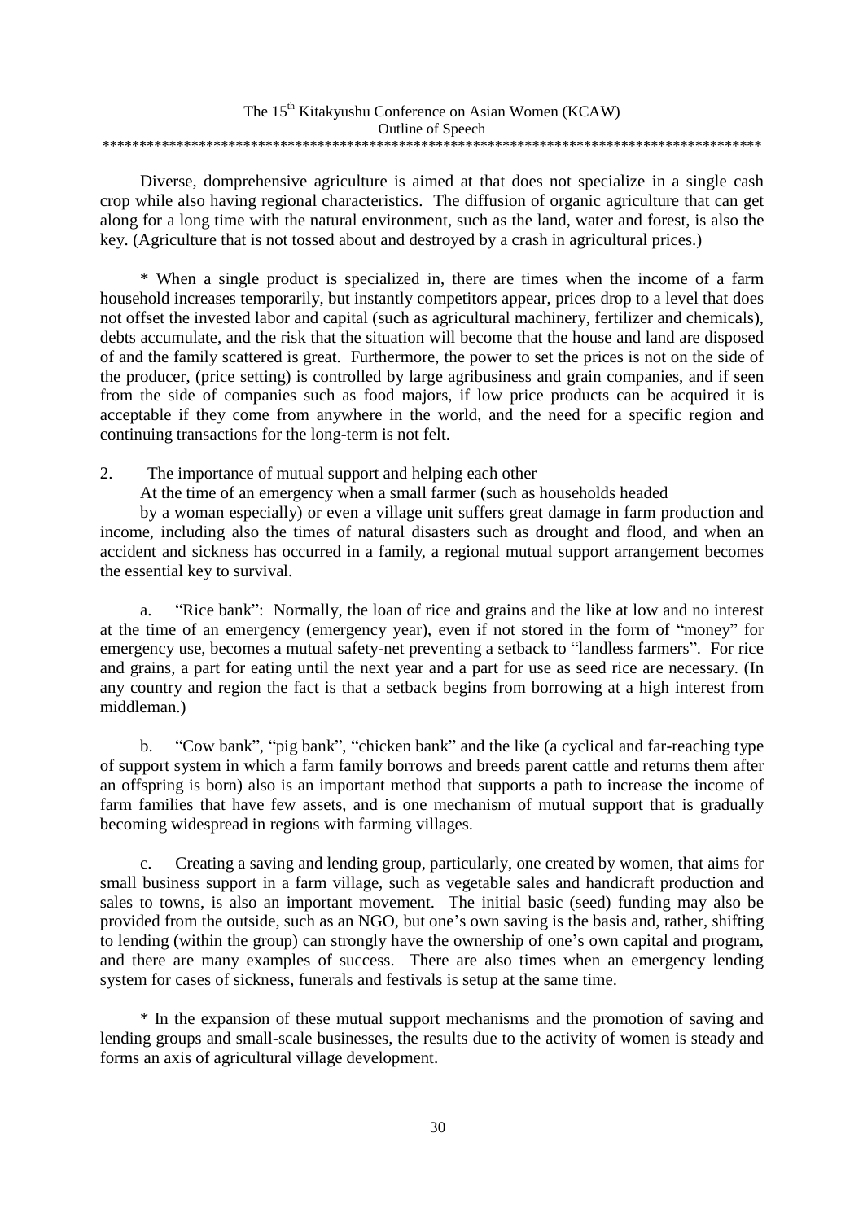Diverse, domprehensive agriculture is aimed at that does not specialize in a single cash crop while also having regional characteristics. The diffusion of organic agriculture that can get along for a long time with the natural environment, such as the land, water and forest, is also the key. (Agriculture that is not tossed about and destroyed by a crash in agricultural prices.)

* When a single product is specialized in, there are times when the income of a farm household increases temporarily, but instantly competitors appear, prices drop to a level that does not offset the invested labor and capital (such as agricultural machinery, fertilizer and chemicals), debts accumulate, and the risk that the situation will become that the house and land are disposed of and the family scattered is great. Furthermore, the power to set the prices is not on the side of the producer, (price setting) is controlled by large agribusiness and grain companies, and if seen from the side of companies such as food majors, if low price products can be acquired it is acceptable if they come from anywhere in the world, and the need for a specific region and continuing transactions for the long-term is not felt.

2. The importance of mutual support and helping each other

At the time of an emergency when a small farmer (such as households headed by a woman especially) or even a village unit suffers great damage in farm production and income, including also the times of natural disasters such as drought and flood, and when an accident and sickness has occurred in a family, a regional mutual support arrangement becomes the essential key to survival.

a. "Rice bank": Normally, the loan of rice and grains and the like at low and no interest at the time of an emergency (emergency year), even if not stored in the form of "money" for emergency use, becomes a mutual safety-net preventing a setback to "landless farmers". For rice and grains, a part for eating until the next year and a part for use as seed rice are necessary. (In any country and region the fact is that a setback begins from borrowing at a high interest from middleman.)

b. "Cow bank", "pig bank", "chicken bank" and the like (a cyclical and far-reaching type of support system in which a farm family borrows and breeds parent cattle and returns them after an offspring is born) also is an important method that supports a path to increase the income of farm families that have few assets, and is one mechanism of mutual support that is gradually becoming widespread in regions with farming villages.

c. Creating a saving and lending group, particularly, one created by women, that aims for small business support in a farm village, such as vegetable sales and handicraft production and sales to towns, is also an important movement. The initial basic (seed) funding may also be provided from the outside, such as an NGO, but one's own saving is the basis and, rather, shifting to lending (within the group) can strongly have the ownership of one's own capital and program, and there are many examples of success. There are also times when an emergency lending system for cases of sickness, funerals and festivals is setup at the same time.

* In the expansion of these mutual support mechanisms and the promotion of saving and lending groups and small-scale businesses, the results due to the activity of women is steady and forms an axis of agricultural village development.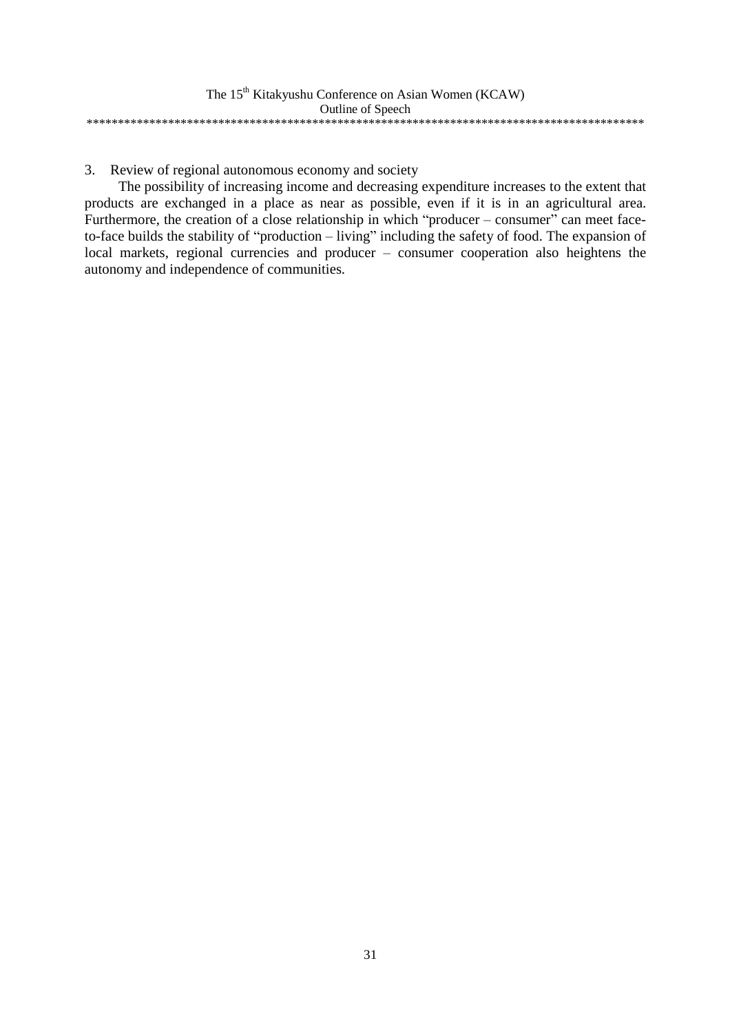### 3. Review of regional autonomous economy and society

The possibility of increasing income and decreasing expenditure increases to the extent that products are exchanged in a place as near as possible, even if it is in an agricultural area. Furthermore, the creation of a close relationship in which "producer – consumer" can meet face-to-face builds the stability of "production – living" including the safety of food. The expansion of local markets, regional currencies and producer – consumer cooperation also heightens the autonomy and independence of communities.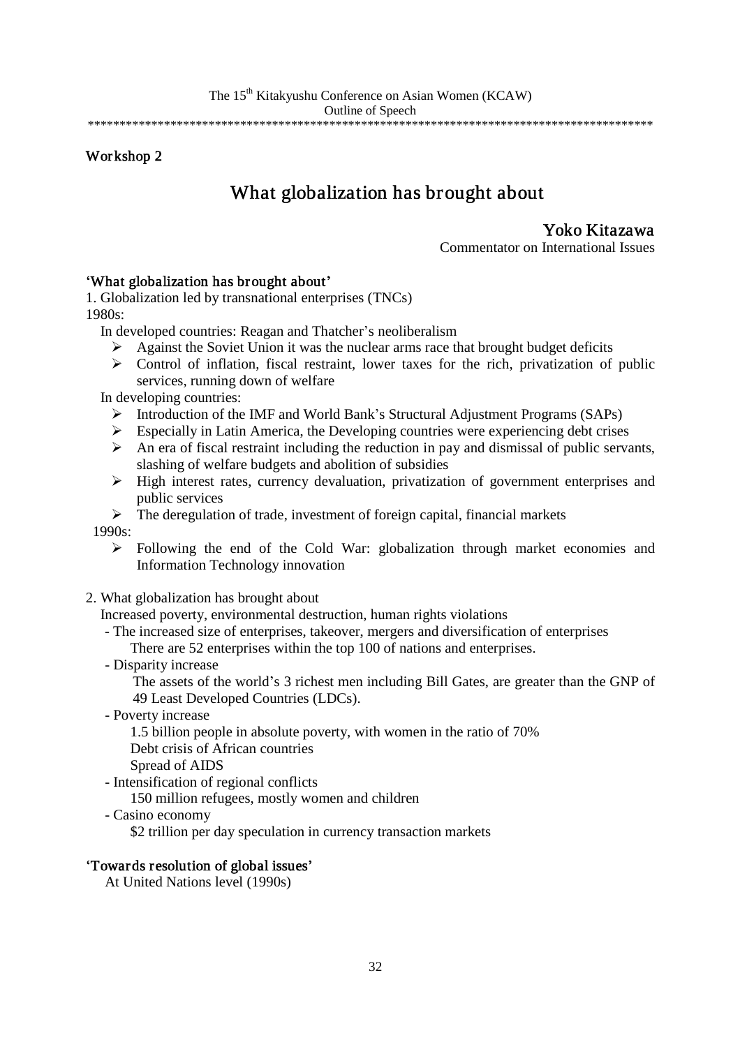The 15th Kitakyushu Conference on Asian Women (KCAW)

Outline of Speech

******************************************************************************************

**Workshop 2**

# What globalization has brought about

**Yoko Kitazawa**

Commentator on International Issues

**'What globalization has brought about'**

1. Globalization led by transnational enterprises (TNCs)

1980s:

In developed countries: Reagan and Thatcher's neoliberalism

- Against the Soviet Union it was the nuclear arms race that brought budget deficits
- Control of inflation, fiscal restraint, lower taxes for the rich, privatization of public services, running down of welfare

In developing countries:

- Introduction of the IMF and World Bank's Structural Adjustment Programs (SAPs)
- Especially in Latin America, the Developing countries were experiencing debt crises
- An era of fiscal restraint including the reduction in pay and dismissal of public servants, slashing of welfare budgets and abolition of subsidies
- High interest rates, currency devaluation, privatization of government enterprises and public services
- The deregulation of trade, investment of foreign capital, financial markets

1990s:

- Following the end of the Cold War: globalization through market economies and Information Technology innovation

2. What globalization has brought about

Increased poverty, environmental destruction, human rights violations

- The increased size of enterprises, takeover, mergers and diversification of enterprises
  There are 52 enterprises within the top 100 of nations and enterprises.
- Disparity increase
  The assets of the world's 3 richest men including Bill Gates, are greater than the GNP of 49 Least Developed Countries (LDCs).
- Poverty increase
  1.5 billion people in absolute poverty, with women in the ratio of 70%
  Debt crisis of African countries
  Spread of AIDS
- Intensification of regional conflicts
  150 million refugees, mostly women and children
- Casino economy
  $2 trillion per day speculation in currency transaction markets

**'Towards resolution of global issues'**

At United Nations level (1990s)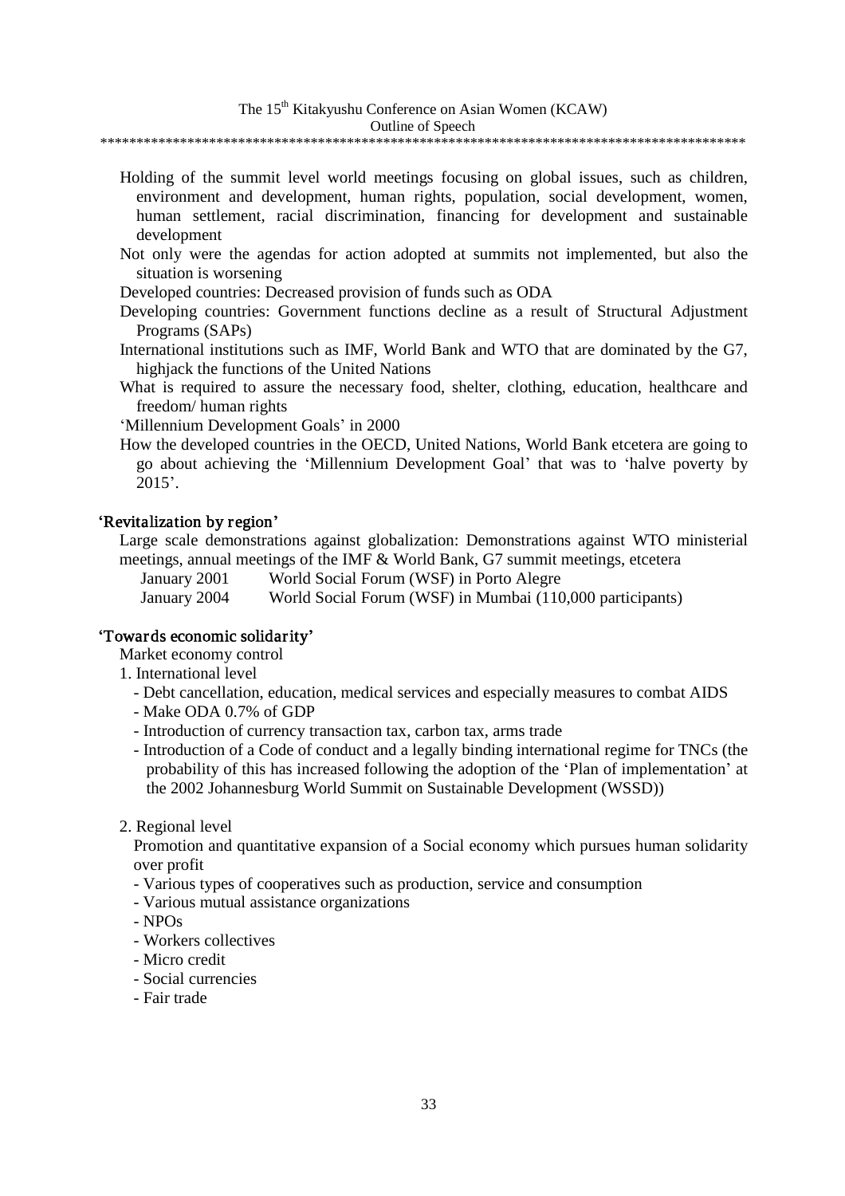Holding of the summit level world meetings focusing on global issues, such as children, environment and development, human rights, population, social development, women, human settlement, racial discrimination, financing for development and sustainable development

Not only were the agendas for action adopted at summits not implemented, but also the situation is worsening

Developed countries: Decreased provision of funds such as ODA

Developing countries: Government functions decline as a result of Structural Adjustment Programs (SAPs)

International institutions such as IMF, World Bank and WTO that are dominated by the G7, highjack the functions of the United Nations

What is required to assure the necessary food, shelter, clothing, education, healthcare and freedom/ human rights

'Millennium Development Goals' in 2000

How the developed countries in the OECD, United Nations, World Bank etcetera are going to go about achieving the 'Millennium Development Goal' that was to 'halve poverty by 2015'.

### 'Revitalization by region'

Large scale demonstrations against globalization: Demonstrations against WTO ministerial meetings, annual meetings of the IMF & World Bank, G7 summit meetings, etcetera

- January 2001 World Social Forum (WSF) in Porto Alegre
- January 2004 World Social Forum (WSF) in Mumbai (110,000 participants)

### 'Towards economic solidarity'

Market economy control

1. International level
   - Debt cancellation, education, medical services and especially measures to combat AIDS
   - Make ODA 0.7% of GDP
   - Introduction of currency transaction tax, carbon tax, arms trade
   - Introduction of a Code of conduct and a legally binding international regime for TNCs (the probability of this has increased following the adoption of the 'Plan of implementation' at the 2002 Johannesburg World Summit on Sustainable Development (WSSD))

2. Regional level

   Promotion and quantitative expansion of a Social economy which pursues human solidarity over profit
   - Various types of cooperatives such as production, service and consumption
   - Various mutual assistance organizations
   - NPOs
   - Workers collectives
   - Micro credit
   - Social currencies
   - Fair trade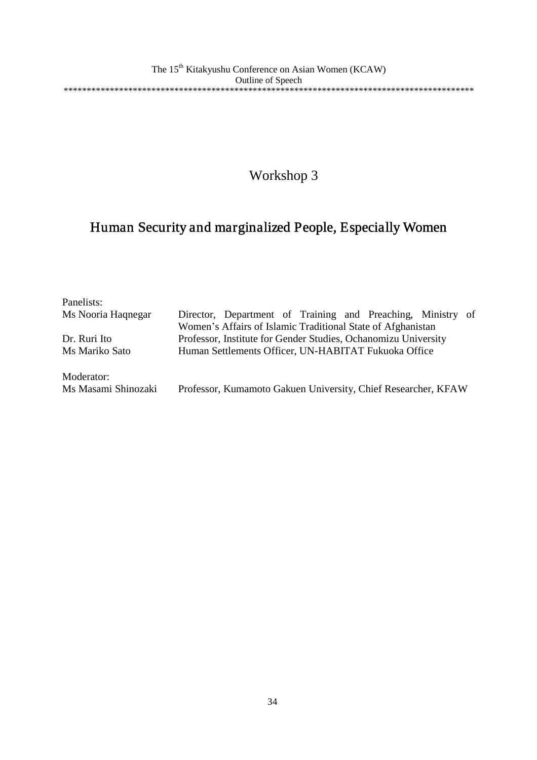# Workshop 3

## Human Security and marginalized People, Especially Women

Panelists:

| | |
|---|---|
| Ms Nooria Haqnegar | Director, Department of Training and Preaching, Ministry of Women's Affairs of Islamic Traditional State of Afghanistan |
| Dr. Ruri Ito | Professor, Institute for Gender Studies, Ochanomizu University |
| Ms Mariko Sato | Human Settlements Officer, UN-HABITAT Fukuoka Office |

Moderator:

| | |
|---|---|
| Ms Masami Shinozaki | Professor, Kumamoto Gakuen University, Chief Researcher, KFAW |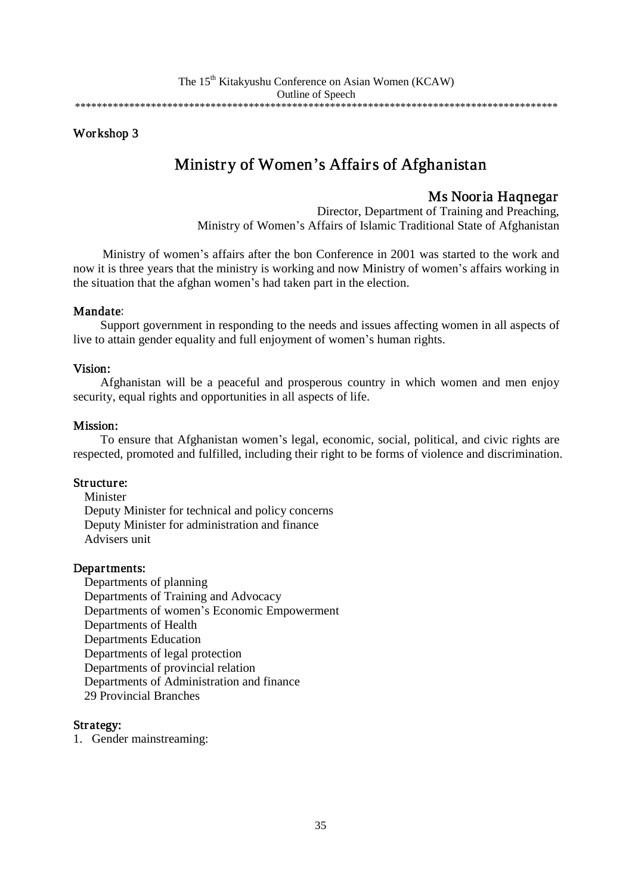## Workshop 3

# Ministry of Women's Affairs of Afghanistan

**Ms Nooria Haqnegar**
Director, Department of Training and Preaching,
Ministry of Women's Affairs of Islamic Traditional State of Afghanistan

Ministry of women's affairs after the bon Conference in 2001 was started to the work and now it is three years that the ministry is working and now Ministry of women's affairs working in the situation that the afghan women's had taken part in the election.

### Mandate:

Support government in responding to the needs and issues affecting women in all aspects of live to attain gender equality and full enjoyment of women's human rights.

### Vision:

Afghanistan will be a peaceful and prosperous country in which women and men enjoy security, equal rights and opportunities in all aspects of life.

### Mission:

To ensure that Afghanistan women's legal, economic, social, political, and civic rights are respected, promoted and fulfilled, including their right to be forms of violence and discrimination.

### Structure:

Minister
Deputy Minister for technical and policy concerns
Deputy Minister for administration and finance
Advisers unit

### Departments:

Departments of planning
Departments of Training and Advocacy
Departments of women's Economic Empowerment
Departments of Health
Departments Education
Departments of legal protection
Departments of provincial relation
Departments of Administration and finance
29 Provincial Branches

### Strategy:

1. Gender mainstreaming: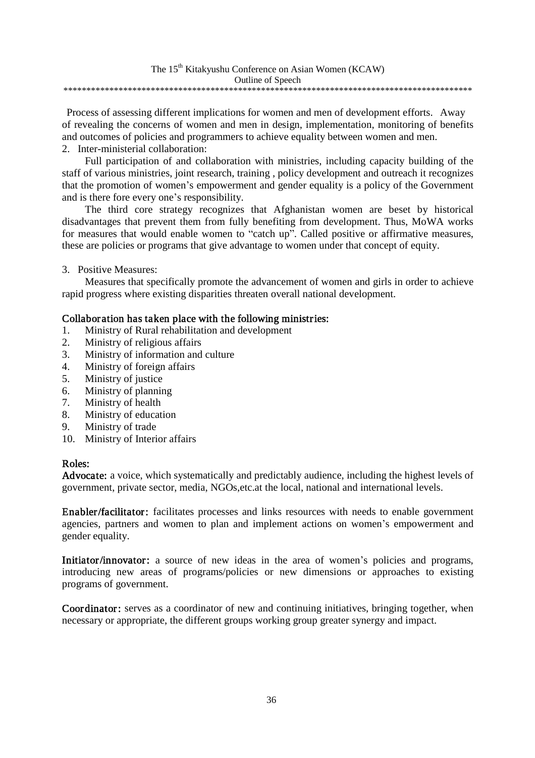Process of assessing different implications for women and men of development efforts. Away of revealing the concerns of women and men in design, implementation, monitoring of benefits and outcomes of policies and programmers to achieve equality between women and men.

2. Inter-ministerial collaboration:

Full participation of and collaboration with ministries, including capacity building of the staff of various ministries, joint research, training , policy development and outreach it recognizes that the promotion of women's empowerment and gender equality is a policy of the Government and is there fore every one's responsibility.

The third core strategy recognizes that Afghanistan women are beset by historical disadvantages that prevent them from fully benefiting from development. Thus, MoWA works for measures that would enable women to "catch up". Called positive or affirmative measures, these are policies or programs that give advantage to women under that concept of equity.

3. Positive Measures:

Measures that specifically promote the advancement of women and girls in order to achieve rapid progress where existing disparities threaten overall national development.

**Collaboration has taken place with the following ministries:**

1. Ministry of Rural rehabilitation and development
2. Ministry of religious affairs
3. Ministry of information and culture
4. Ministry of foreign affairs
5. Ministry of justice
6. Ministry of planning
7. Ministry of health
8. Ministry of education
9. Ministry of trade
10. Ministry of Interior affairs

**Roles:**

**Advocate:** a voice, which systematically and predictably audience, including the highest levels of government, private sector, media, NGOs,etc.at the local, national and international levels.

**Enabler/facilitator:** facilitates processes and links resources with needs to enable government agencies, partners and women to plan and implement actions on women's empowerment and gender equality.

**Initiator/innovator:** a source of new ideas in the area of women's policies and programs, introducing new areas of programs/policies or new dimensions or approaches to existing programs of government.

**Coordinator:** serves as a coordinator of new and continuing initiatives, bringing together, when necessary or appropriate, the different groups working group greater synergy and impact.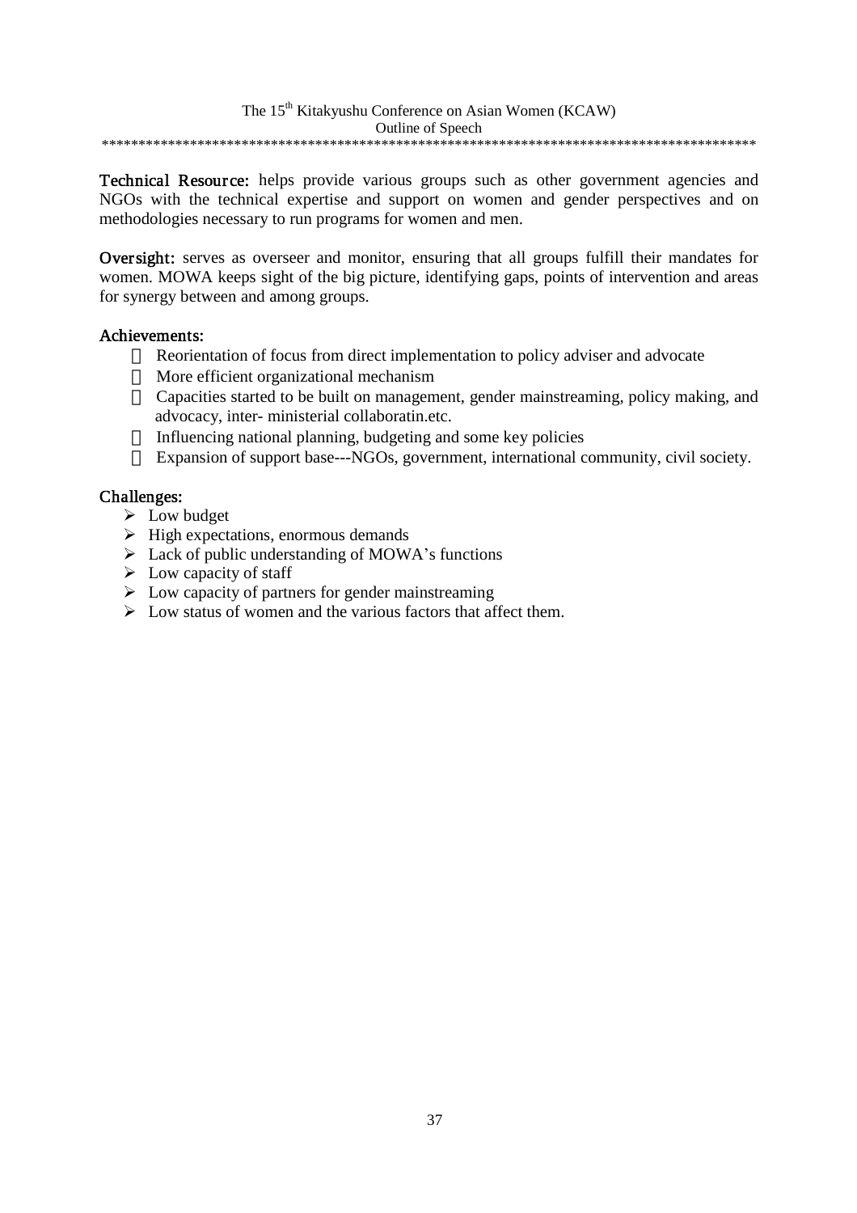**Technical Resource:** helps provide various groups such as other government agencies and NGOs with the technical expertise and support on women and gender perspectives and on methodologies necessary to run programs for women and men.

**Oversight:** serves as overseer and monitor, ensuring that all groups fulfill their mandates for women. MOWA keeps sight of the big picture, identifying gaps, points of intervention and areas for synergy between and among groups.

**Achievements:**

- Reorientation of focus from direct implementation to policy adviser and advocate
- More efficient organizational mechanism
- Capacities started to be built on management, gender mainstreaming, policy making, and advocacy, inter- ministerial collaboratin.etc.
- Influencing national planning, budgeting and some key policies
- Expansion of support base---NGOs, government, international community, civil society.

**Challenges:**

- Low budget
- High expectations, enormous demands
- Lack of public understanding of MOWA's functions
- Low capacity of staff
- Low capacity of partners for gender mainstreaming
- Low status of women and the various factors that affect them.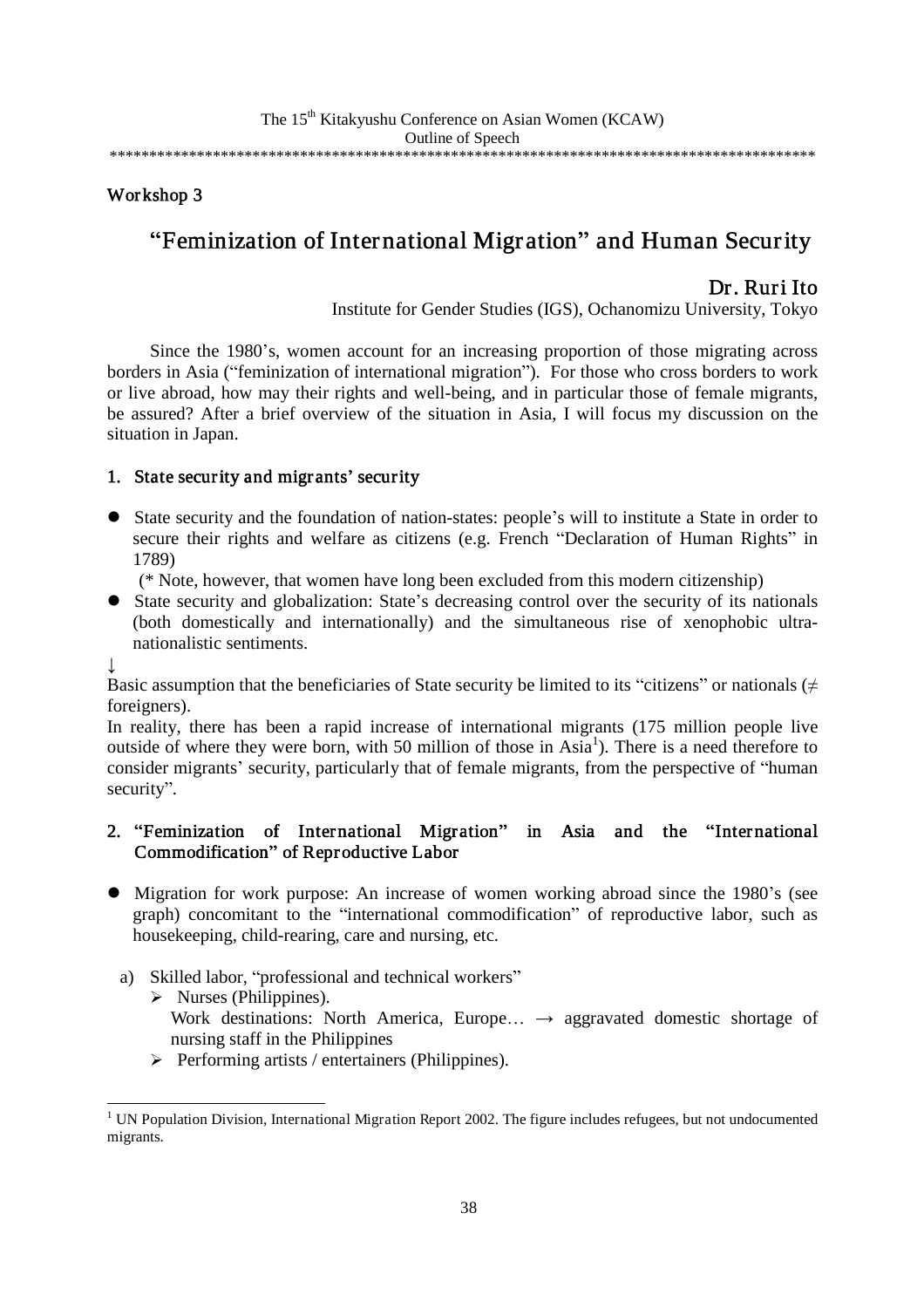The 15th Kitakyushu Conference on Asian Women (KCAW)
Outline of Speech

## Workshop 3

# "Feminization of International Migration" and Human Security

**Dr. Ruri Ito**
Institute for Gender Studies (IGS), Ochanomizu University, Tokyo

Since the 1980's, women account for an increasing proportion of those migrating across borders in Asia ("feminization of international migration"). For those who cross borders to work or live abroad, how may their rights and well-being, and in particular those of female migrants, be assured? After a brief overview of the situation in Asia, I will focus my discussion on the situation in Japan.

### 1. State security and migrants' security

- State security and the foundation of nation-states: people's will to institute a State in order to secure their rights and welfare as citizens (e.g. French "Declaration of Human Rights" in 1789)
  (* Note, however, that women have long been excluded from this modern citizenship)
- State security and globalization: State's decreasing control over the security of its nationals (both domestically and internationally) and the simultaneous rise of xenophobic ultra-nationalistic sentiments.

↓

Basic assumption that the beneficiaries of State security be limited to its "citizens" or nationals ($\neq$ foreigners).

In reality, there has been a rapid increase of international migrants (175 million people live outside of where they were born, with 50 million of those in Asia[1]). There is a need therefore to consider migrants' security, particularly that of female migrants, from the perspective of "human security".

### 2. "Feminization of International Migration" in Asia and the "International Commodification" of Reproductive Labor

- Migration for work purpose: An increase of women working abroad since the 1980's (see graph) concomitant to the "international commodification" of reproductive labor, such as housekeeping, child-rearing, care and nursing, etc.

  a) Skilled labor, "professional and technical workers"
     - Nurses (Philippines).
       Work destinations: North America, Europe… → aggravated domestic shortage of nursing staff in the Philippines
     - Performing artists / entertainers (Philippines).

---

[1] UN Population Division, International Migration Report 2002. The figure includes refugees, but not undocumented migrants.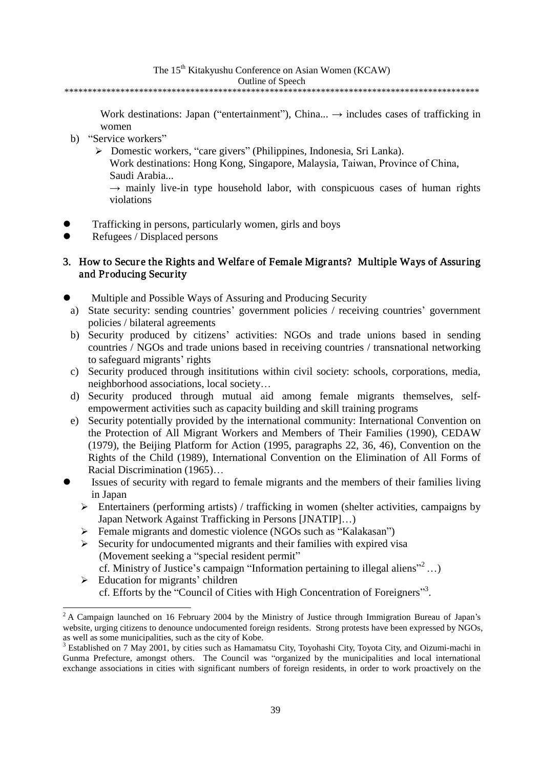Work destinations: Japan ("entertainment"), China... → includes cases of trafficking in women

b) "Service workers"
   - Domestic workers, "care givers" (Philippines, Indonesia, Sri Lanka).
     Work destinations: Hong Kong, Singapore, Malaysia, Taiwan, Province of China, Saudi Arabia...
     → mainly live-in type household labor, with conspicuous cases of human rights violations

- Trafficking in persons, particularly women, girls and boys
- Refugees / Displaced persons

## 3. How to Secure the Rights and Welfare of Female Migrants? Multiple Ways of Assuring and Producing Security

- Multiple and Possible Ways of Assuring and Producing Security
  a) State security: sending countries' government policies / receiving countries' government policies / bilateral agreements
  b) Security produced by citizens' activities: NGOs and trade unions based in sending countries / NGOs and trade unions based in receiving countries / transnational networking to safeguard migrants' rights
  c) Security produced through insititutions within civil society: schools, corporations, media, neighborhood associations, local society…
  d) Security produced through mutual aid among female migrants themselves, self-empowerment activities such as capacity building and skill training programs
  e) Security potentially provided by the international community: International Convention on the Protection of All Migrant Workers and Members of Their Families (1990), CEDAW (1979), the Beijing Platform for Action (1995, paragraphs 22, 36, 46), Convention on the Rights of the Child (1989), International Convention on the Elimination of All Forms of Racial Discrimination (1965)…
- Issues of security with regard to female migrants and the members of their families living in Japan
  - Entertainers (performing artists) / trafficking in women (shelter activities, campaigns by Japan Network Against Trafficking in Persons [JNATIP]…)
  - Female migrants and domestic violence (NGOs such as "Kalakasan")
  - Security for undocumented migrants and their families with expired visa
    (Movement seeking a "special resident permit"
    cf. Ministry of Justice's campaign "Information pertaining to illegal aliens"[2] …)
  - Education for migrants' children
    cf. Efforts by the "Council of Cities with High Concentration of Foreigners"[3].

---

[2] A Campaign launched on 16 February 2004 by the Ministry of Justice through Immigration Bureau of Japan's website, urging citizens to denounce undocumented foreign residents. Strong protests have been expressed by NGOs, as well as some municipalities, such as the city of Kobe.

[3] Established on 7 May 2001, by cities such as Hamamatsu City, Toyohashi City, Toyota City, and Oizumi-machi in Gunma Prefecture, amongst others. The Council was "organized by the municipalities and local international exchange associations in cities with significant numbers of foreign residents, in order to work proactively on the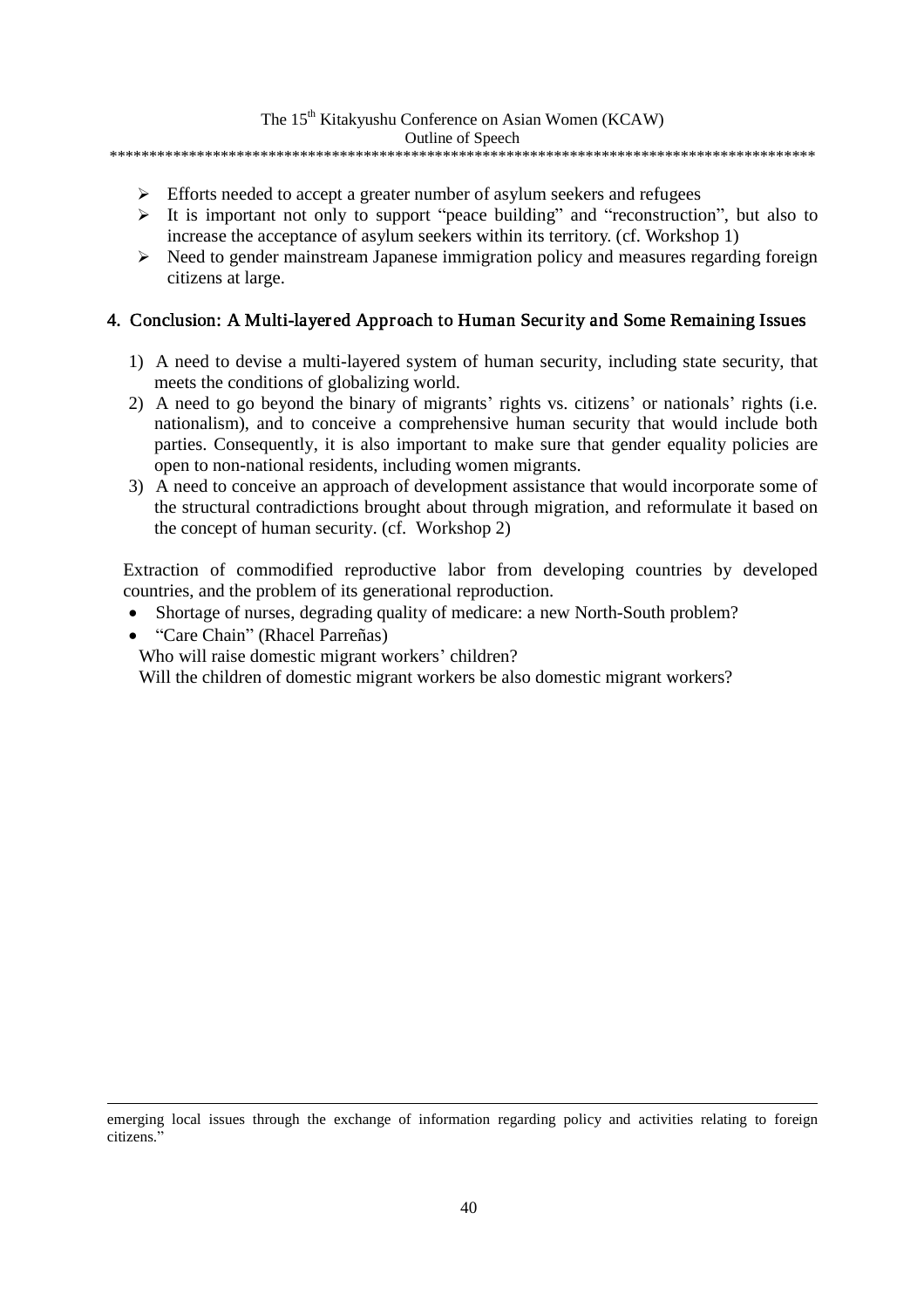- Efforts needed to accept a greater number of asylum seekers and refugees
- It is important not only to support "peace building" and "reconstruction", but also to increase the acceptance of asylum seekers within its territory. (cf. Workshop 1)
- Need to gender mainstream Japanese immigration policy and measures regarding foreign citizens at large.

## 4. Conclusion: A Multi-layered Approach to Human Security and Some Remaining Issues

1) A need to devise a multi-layered system of human security, including state security, that meets the conditions of globalizing world.
2) A need to go beyond the binary of migrants' rights vs. citizens' or nationals' rights (i.e. nationalism), and to conceive a comprehensive human security that would include both parties. Consequently, it is also important to make sure that gender equality policies are open to non-national residents, including women migrants.
3) A need to conceive an approach of development assistance that would incorporate some of the structural contradictions brought about through migration, and reformulate it based on the concept of human security. (cf. Workshop 2)

Extraction of commodified reproductive labor from developing countries by developed countries, and the problem of its generational reproduction.

- Shortage of nurses, degrading quality of medicare: a new North-South problem?
- "Care Chain" (Rhacel Parreñas)

  Who will raise domestic migrant workers' children?

  Will the children of domestic migrant workers be also domestic migrant workers?

---

emerging local issues through the exchange of information regarding policy and activities relating to foreign citizens."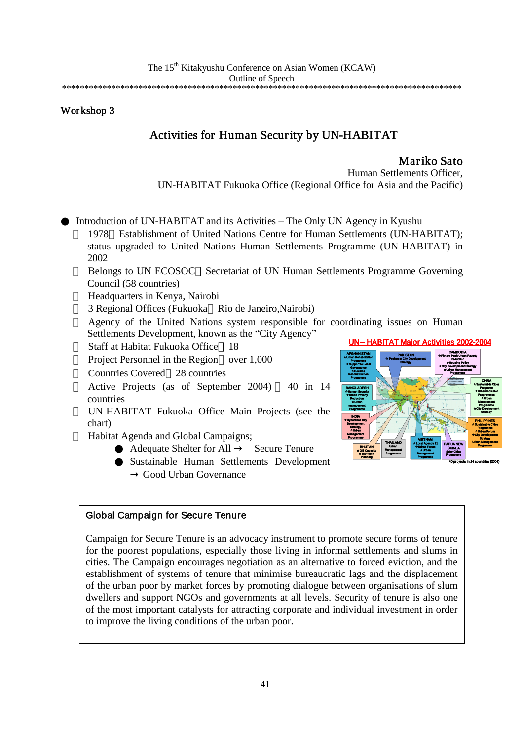The 15th Kitakyushu Conference on Asian Women (KCAW)
Outline of Speech

Workshop 3

## Activities for Human Security by UN-HABITAT

**Mariko Sato**
Human Settlements Officer,
UN-HABITAT Fukuoka Office (Regional Office for Asia and the Pacific)

- Introduction of UN-HABITAT and its Activities – The Only UN Agency in Kyushu
  - 1978 Establishment of United Nations Centre for Human Settlements (UN-HABITAT); status upgraded to United Nations Human Settlements Programme (UN-HABITAT) in 2002
  - Belongs to UN ECOSOC Secretariat of UN Human Settlements Programme Governing Council (58 countries)
  - Headquarters in Kenya, Nairobi
  - 3 Regional Offices (Fukuoka Rio de Janeiro,Nairobi)
  - Agency of the United Nations system responsible for coordinating issues on Human Settlements Development, known as the "City Agency"
  - Staff at Habitat Fukuoka Office 18
  - Project Personnel in the Region over 1,000
  - Countries Covered 28 countries
  - Active Projects (as of September 2004) 40 in 14 countries
  - UN-HABITAT Fukuoka Office Main Projects (see the chart)
  - Habitat Agenda and Global Campaigns;
    - Adequate Shelter for All → Secure Tenure
    - Sustainable Human Settlements Development → Good Urban Governance

UN– HABITAT Major Activities 2002-2004

- AFGHANISTAN: Urban Rehabilitation Programme; Support to Local Governance; Housing Reconstruction Programme
- PAKISTAN: Peshawar City Development Strategy
- CAMBODIA: Phnom Penh Urban Poverty Reduction; Housing Policy; City Development Strategy; Urban Management Programme
- BANGLADESH: Human Security; Urban Poverty Reduction; Urban management Programme
- CHINA: Sustainable Cities Programme; Urban Indicator Programme; Urban Management Programme; City Development Strategy
- INDIA: Hyderabad City Development Strategy; Urban Management Programme
- PHILIPPINES: Sustainable Cities Programme; Urban Forum; City Development Strategy; Urban Management Programme
- BHUTAN: GIS Capacity; Economic Planning
- THAILAND: Urban Management Programme
- VIETNAM: Local Agenda 21; Urban Forum; Urban Management Programme
- PAPUA NEW GUINEA: Safer Cities Programme

40 projects in 14 countries (2004)

**Global Campaign for Secure Tenure**

Campaign for Secure Tenure is an advocacy instrument to promote secure forms of tenure for the poorest populations, especially those living in informal settlements and slums in cities. The Campaign encourages negotiation as an alternative to forced eviction, and the establishment of systems of tenure that minimise bureaucratic lags and the displacement of the urban poor by market forces by promoting dialogue between organisations of slum dwellers and support NGOs and governments at all levels. Security of tenure is also one of the most important catalysts for attracting corporate and individual investment in order to improve the living conditions of the urban poor.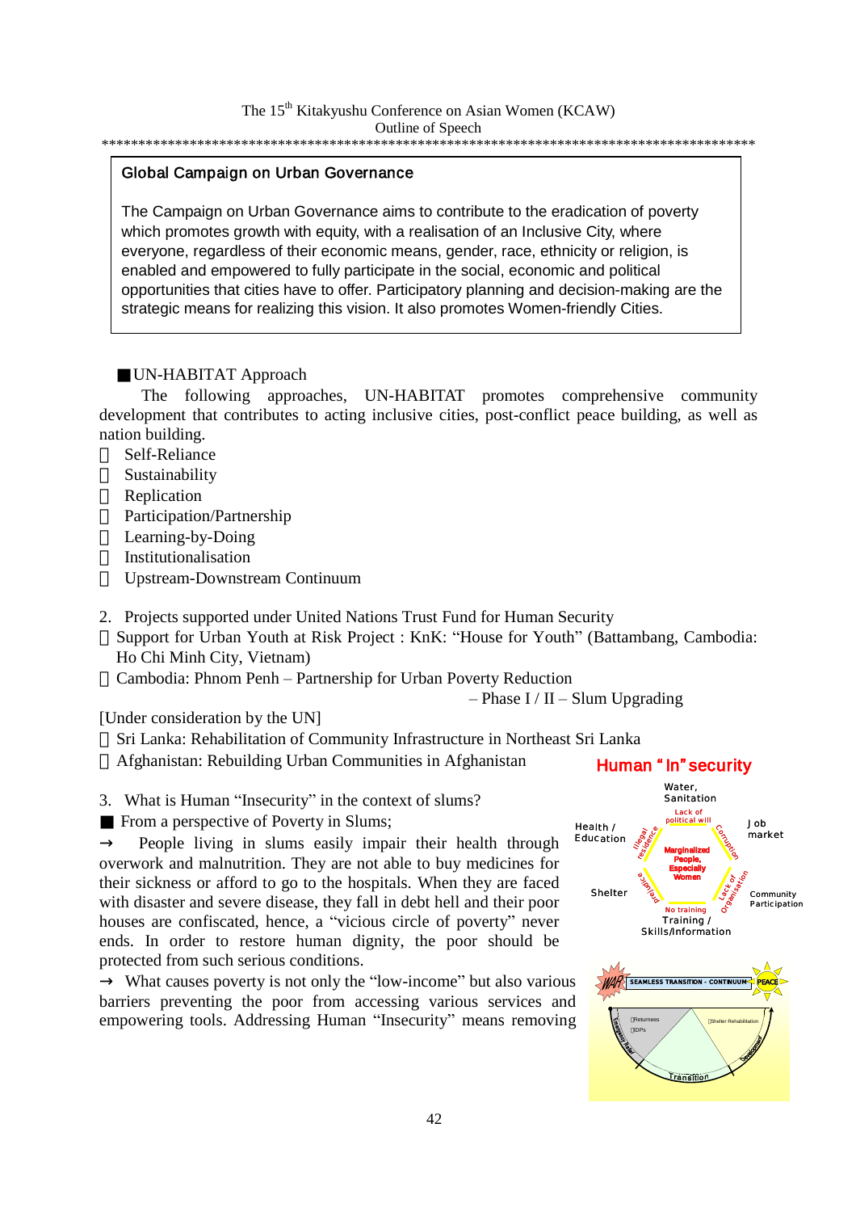The 15th Kitakyushu Conference on Asian Women (KCAW)
Outline of Speech

**Global Campaign on Urban Governance**

The Campaign on Urban Governance aims to contribute to the eradication of poverty which promotes growth with equity, with a realisation of an Inclusive City, where everyone, regardless of their economic means, gender, race, ethnicity or religion, is enabled and empowered to fully participate in the social, economic and political opportunities that cities have to offer. Participatory planning and decision-making are the strategic means for realizing this vision. It also promotes Women-friendly Cities.

■UN-HABITAT Approach

The following approaches, UN-HABITAT promotes comprehensive community development that contributes to acting inclusive cities, post-conflict peace building, as well as nation building.

- Self-Reliance
- Sustainability
- Replication
- Participation/Partnership
- Learning-by-Doing
- Institutionalisation
- Upstream-Downstream Continuum

2. Projects supported under United Nations Trust Fund for Human Security

- Support for Urban Youth at Risk Project : KnK: "House for Youth" (Battambang, Cambodia: Ho Chi Minh City, Vietnam)
- Cambodia: Phnom Penh – Partnership for Urban Poverty Reduction – Phase I / II – Slum Upgrading

[Under consideration by the UN]

- Sri Lanka: Rehabilitation of Community Infrastructure in Northeast Sri Lanka
- Afghanistan: Rebuilding Urban Communities in Afghanistan

3. What is Human "Insecurity" in the context of slums?

■ From a perspective of Poverty in Slums;

→ People living in slums easily impair their health through overwork and malnutrition. They are not able to buy medicines for their sickness or afford to go to the hospitals. When they are faced with disaster and severe disease, they fall in debt hell and their poor houses are confiscated, hence, a "vicious circle of poverty" never ends. In order to restore human dignity, the poor should be protected from such serious conditions.

→ What causes poverty is not only the "low-income" but also various barriers preventing the poor from accessing various services and empowering tools. Addressing Human "Insecurity" means removing

**Human "In" security**

Water, Sanitation; Job market; Community Participation; Training / Skills/Information; Shelter; Health / Education; Lack of political will; Corruption; Lack of Organisation; No training; Prejudice; Illegal residence; Marginalized People, Especially Women

WAR – SEAMLESS TRANSITION - CONTINUUM – PEACE

Returnees; IDPs; Shelter Rehabilitation; Emergency Relief; Transition; Development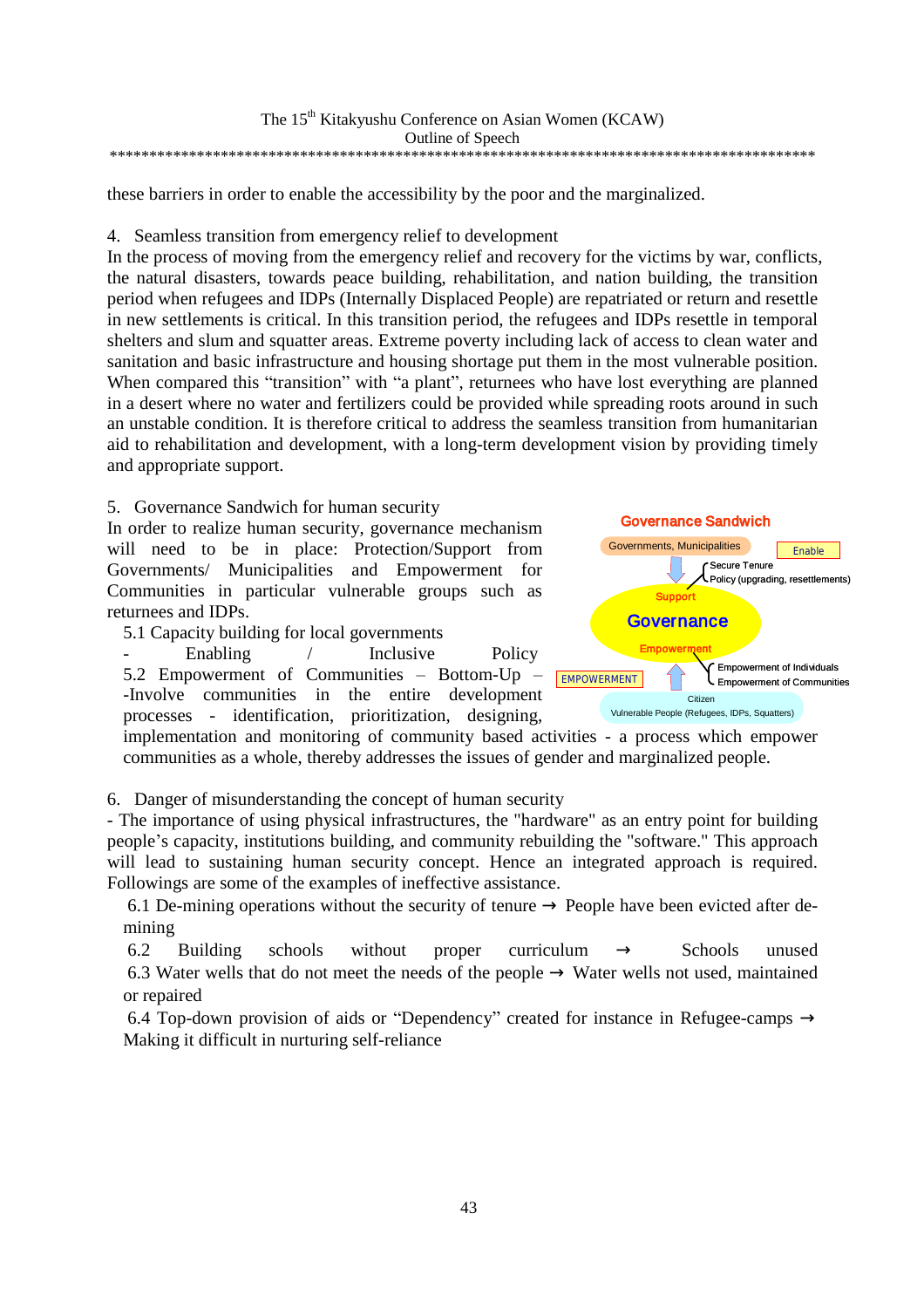these barriers in order to enable the accessibility by the poor and the marginalized.

4. Seamless transition from emergency relief to development

In the process of moving from the emergency relief and recovery for the victims by war, conflicts, the natural disasters, towards peace building, rehabilitation, and nation building, the transition period when refugees and IDPs (Internally Displaced People) are repatriated or return and resettle in new settlements is critical. In this transition period, the refugees and IDPs resettle in temporal shelters and slum and squatter areas. Extreme poverty including lack of access to clean water and sanitation and basic infrastructure and housing shortage put them in the most vulnerable position. When compared this "transition" with "a plant", returnees who have lost everything are planned in a desert where no water and fertilizers could be provided while spreading roots around in such an unstable condition. It is therefore critical to address the seamless transition from humanitarian aid to rehabilitation and development, with a long-term development vision by providing timely and appropriate support.

5. Governance Sandwich for human security

In order to realize human security, governance mechanism will need to be in place: Protection/Support from Governments/ Municipalities and Empowerment for Communities in particular vulnerable groups such as returnees and IDPs.

5.1 Capacity building for local governments
- Enabling / Inclusive Policy

5.2 Empowerment of Communities – Bottom-Up –
-Involve communities in the entire development processes - identification, prioritization, designing, implementation and monitoring of community based activities - a process which empower communities as a whole, thereby addresses the issues of gender and marginalized people.

Governance Sandwich

Governments, Municipalities

Enable

Secure Tenure

Policy (upgrading, resettlements)

Support

Governance

Empowerment

EMPOWERMENT

Empowerment of Individuals

Empowerment of Communities

Citizen

Vulnerable People (Refugees, IDPs, Squatters)

6. Danger of misunderstanding the concept of human security

- The importance of using physical infrastructures, the "hardware" as an entry point for building people's capacity, institutions building, and community rebuilding the "software." This approach will lead to sustaining human security concept. Hence an integrated approach is required. Followings are some of the examples of ineffective assistance.

6.1 De-mining operations without the security of tenure → People have been evicted after de-mining

6.2 Building schools without proper curriculum → Schools unused

6.3 Water wells that do not meet the needs of the people → Water wells not used, maintained or repaired

6.4 Top-down provision of aids or "Dependency" created for instance in Refugee-camps → Making it difficult in nurturing self-reliance